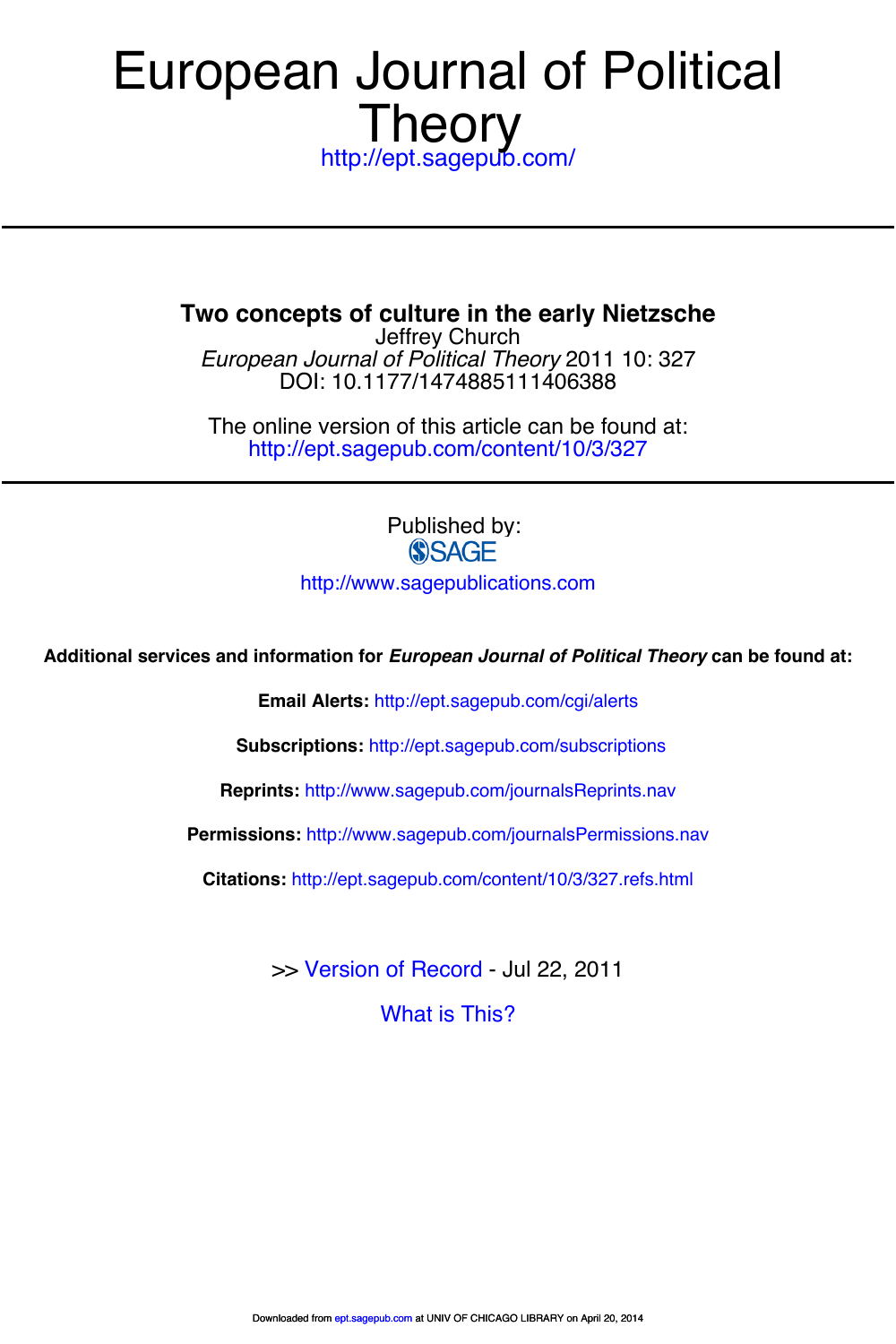# European Journal of Political Theory

http://ept.sagepub.com/

## Two concepts of culture in the early Nietzsche

Jeffrey Church

*European Journal of Political Theory* 2011 10: 327

DOI: 10.1177/1474885111406388

The online version of this article can be found at:

http://ept.sagepub.com/content/10/3/327

---

Published by:

SAGE

http://www.sagepublications.com

**Additional services and information for *European Journal of Political Theory* can be found at:**

**Email Alerts:** http://ept.sagepub.com/cgi/alerts

**Subscriptions:** http://ept.sagepub.com/subscriptions

**Reprints:** http://www.sagepub.com/journalsReprints.nav

**Permissions:** http://www.sagepub.com/journalsPermissions.nav

**Citations:** http://ept.sagepub.com/content/10/3/327.refs.html

>> Version of Record - Jul 22, 2011

What is This?

Downloaded from ept.sagepub.com at UNIV OF CHICAGO LIBRARY on April 20, 2014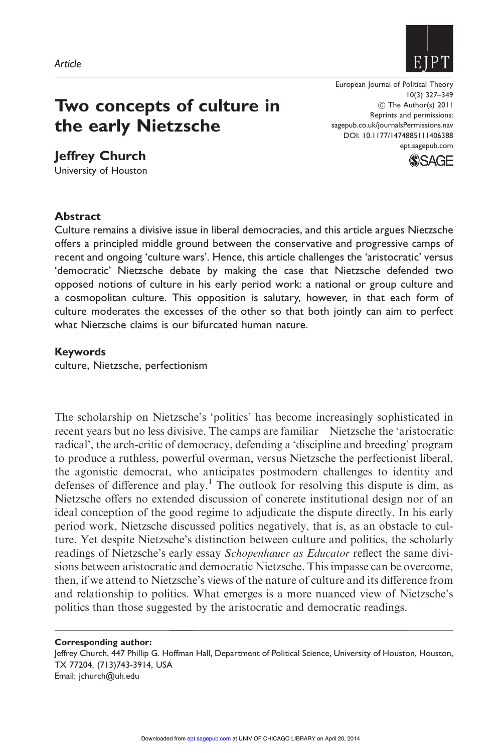Article

# Two concepts of culture in the early Nietzsche

**Jeffrey Church**
University of Houston

### Abstract

Culture remains a divisive issue in liberal democracies, and this article argues Nietzsche offers a principled middle ground between the conservative and progressive camps of recent and ongoing 'culture wars'. Hence, this article challenges the 'aristocratic' versus 'democratic' Nietzsche debate by making the case that Nietzsche defended two opposed notions of culture in his early period work: a national or group culture and a cosmopolitan culture. This opposition is salutary, however, in that each form of culture moderates the excesses of the other so that both jointly can aim to perfect what Nietzsche claims is our bifurcated human nature.

### Keywords

culture, Nietzsche, perfectionism

The scholarship on Nietzsche's 'politics' has become increasingly sophisticated in recent years but no less divisive. The camps are familiar – Nietzsche the 'aristocratic radical', the arch-critic of democracy, defending a 'discipline and breeding' program to produce a ruthless, powerful overman, versus Nietzsche the perfectionist liberal, the agonistic democrat, who anticipates postmodern challenges to identity and defenses of difference and play.[1] The outlook for resolving this dispute is dim, as Nietzsche offers no extended discussion of concrete institutional design nor of an ideal conception of the good regime to adjudicate the dispute directly. In his early period work, Nietzsche discussed politics negatively, that is, as an obstacle to culture. Yet despite Nietzsche's distinction between culture and politics, the scholarly readings of Nietzsche's early essay *Schopenhauer as Educator* reflect the same divisions between aristocratic and democratic Nietzsche. This impasse can be overcome, then, if we attend to Nietzsche's views of the nature of culture and its difference from and relationship to politics. What emerges is a more nuanced view of Nietzsche's politics than those suggested by the aristocratic and democratic readings.

**Corresponding author:**
Jeffrey Church, 447 Phillip G. Hoffman Hall, Department of Political Science, University of Houston, Houston, TX 77204, (713)743-3914, USA
Email: jchurch@uh.edu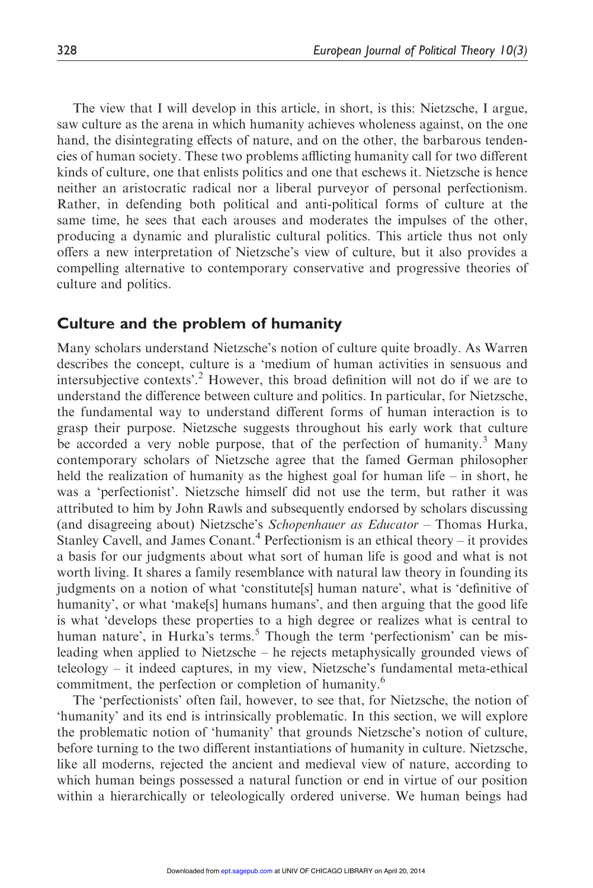The view that I will develop in this article, in short, is this: Nietzsche, I argue, saw culture as the arena in which humanity achieves wholeness against, on the one hand, the disintegrating effects of nature, and on the other, the barbarous tendencies of human society. These two problems afflicting humanity call for two different kinds of culture, one that enlists politics and one that eschews it. Nietzsche is hence neither an aristocratic radical nor a liberal purveyor of personal perfectionism. Rather, in defending both political and anti-political forms of culture at the same time, he sees that each arouses and moderates the impulses of the other, producing a dynamic and pluralistic cultural politics. This article thus not only offers a new interpretation of Nietzsche's view of culture, but it also provides a compelling alternative to contemporary conservative and progressive theories of culture and politics.

## Culture and the problem of humanity

Many scholars understand Nietzsche's notion of culture quite broadly. As Warren describes the concept, culture is a 'medium of human activities in sensuous and intersubjective contexts'.[2] However, this broad definition will not do if we are to understand the difference between culture and politics. In particular, for Nietzsche, the fundamental way to understand different forms of human interaction is to grasp their purpose. Nietzsche suggests throughout his early work that culture be accorded a very noble purpose, that of the perfection of humanity.[3] Many contemporary scholars of Nietzsche agree that the famed German philosopher held the realization of humanity as the highest goal for human life – in short, he was a 'perfectionist'. Nietzsche himself did not use the term, but rather it was attributed to him by John Rawls and subsequently endorsed by scholars discussing (and disagreeing about) Nietzsche's *Schopenhauer as Educator* – Thomas Hurka, Stanley Cavell, and James Conant.[4] Perfectionism is an ethical theory – it provides a basis for our judgments about what sort of human life is good and what is not worth living. It shares a family resemblance with natural law theory in founding its judgments on a notion of what 'constitute[s] human nature', what is 'definitive of humanity', or what 'make[s] humans humans', and then arguing that the good life is what 'develops these properties to a high degree or realizes what is central to human nature', in Hurka's terms.[5] Though the term 'perfectionism' can be misleading when applied to Nietzsche – he rejects metaphysically grounded views of teleology – it indeed captures, in my view, Nietzsche's fundamental meta-ethical commitment, the perfection or completion of humanity.[6]

The 'perfectionists' often fail, however, to see that, for Nietzsche, the notion of 'humanity' and its end is intrinsically problematic. In this section, we will explore the problematic notion of 'humanity' that grounds Nietzsche's notion of culture, before turning to the two different instantiations of humanity in culture. Nietzsche, like all moderns, rejected the ancient and medieval view of nature, according to which human beings possessed a natural function or end in virtue of our position within a hierarchically or teleologically ordered universe. We human beings had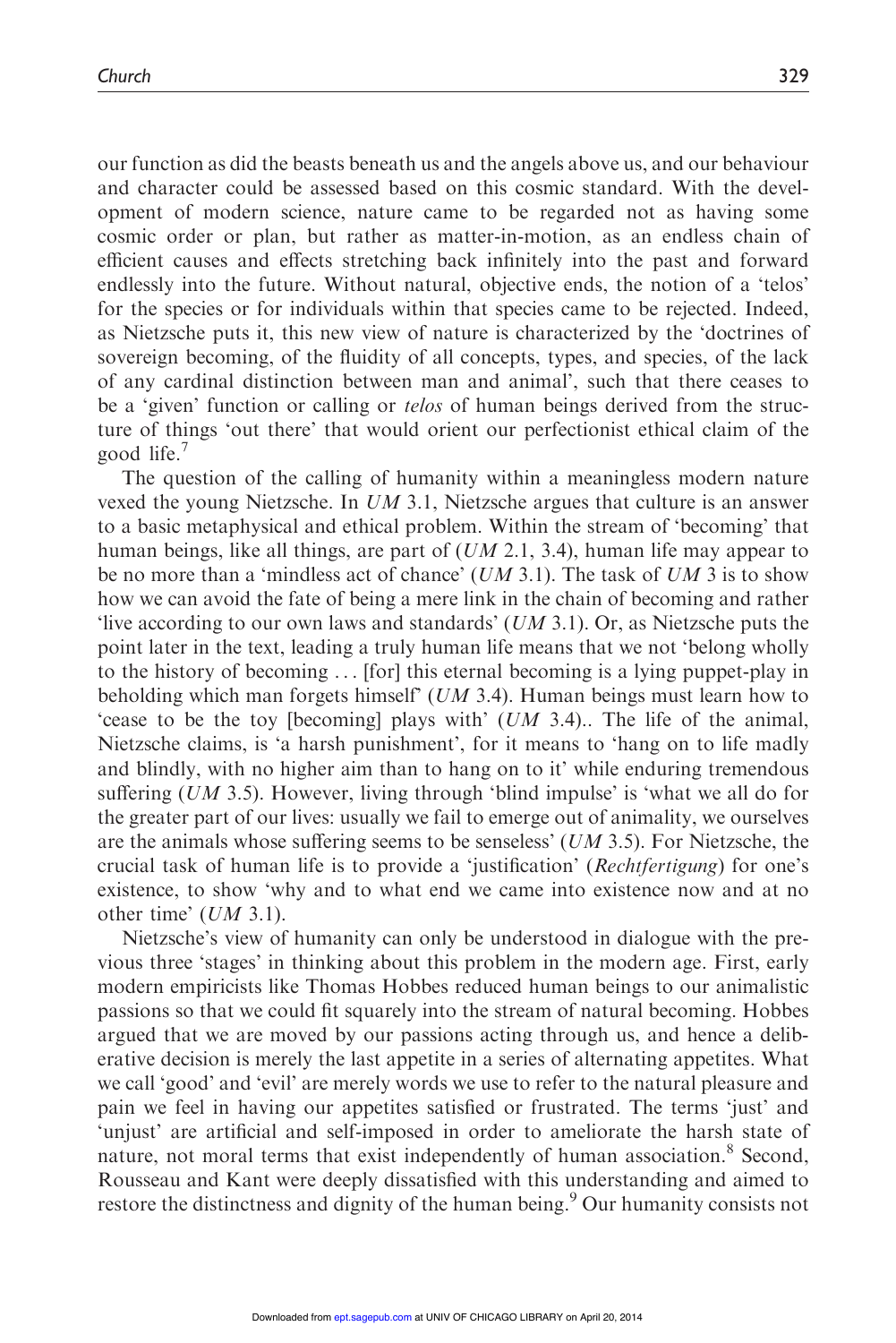our function as did the beasts beneath us and the angels above us, and our behaviour and character could be assessed based on this cosmic standard. With the development of modern science, nature came to be regarded not as having some cosmic order or plan, but rather as matter-in-motion, as an endless chain of efficient causes and effects stretching back infinitely into the past and forward endlessly into the future. Without natural, objective ends, the notion of a 'telos' for the species or for individuals within that species came to be rejected. Indeed, as Nietzsche puts it, this new view of nature is characterized by the 'doctrines of sovereign becoming, of the fluidity of all concepts, types, and species, of the lack of any cardinal distinction between man and animal', such that there ceases to be a 'given' function or calling or *telos* of human beings derived from the structure of things 'out there' that would orient our perfectionist ethical claim of the good life.[7]

The question of the calling of humanity within a meaningless modern nature vexed the young Nietzsche. In *UM* 3.1, Nietzsche argues that culture is an answer to a basic metaphysical and ethical problem. Within the stream of 'becoming' that human beings, like all things, are part of (*UM* 2.1, 3.4), human life may appear to be no more than a 'mindless act of chance' (*UM* 3.1). The task of *UM* 3 is to show how we can avoid the fate of being a mere link in the chain of becoming and rather 'live according to our own laws and standards' (*UM* 3.1). Or, as Nietzsche puts the point later in the text, leading a truly human life means that we not 'belong wholly to the history of becoming ... [for] this eternal becoming is a lying puppet-play in beholding which man forgets himself' (*UM* 3.4). Human beings must learn how to 'cease to be the toy [becoming] plays with' (*UM* 3.4).. The life of the animal, Nietzsche claims, is 'a harsh punishment', for it means to 'hang on to life madly and blindly, with no higher aim than to hang on to it' while enduring tremendous suffering (*UM* 3.5). However, living through 'blind impulse' is 'what we all do for the greater part of our lives: usually we fail to emerge out of animality, we ourselves are the animals whose suffering seems to be senseless' (*UM* 3.5). For Nietzsche, the crucial task of human life is to provide a 'justification' (*Rechtfertigung*) for one's existence, to show 'why and to what end we came into existence now and at no other time' (*UM* 3.1).

Nietzsche's view of humanity can only be understood in dialogue with the previous three 'stages' in thinking about this problem in the modern age. First, early modern empiricists like Thomas Hobbes reduced human beings to our animalistic passions so that we could fit squarely into the stream of natural becoming. Hobbes argued that we are moved by our passions acting through us, and hence a deliberative decision is merely the last appetite in a series of alternating appetites. What we call 'good' and 'evil' are merely words we use to refer to the natural pleasure and pain we feel in having our appetites satisfied or frustrated. The terms 'just' and 'unjust' are artificial and self-imposed in order to ameliorate the harsh state of nature, not moral terms that exist independently of human association.[8] Second, Rousseau and Kant were deeply dissatisfied with this understanding and aimed to restore the distinctness and dignity of the human being.[9] Our humanity consists not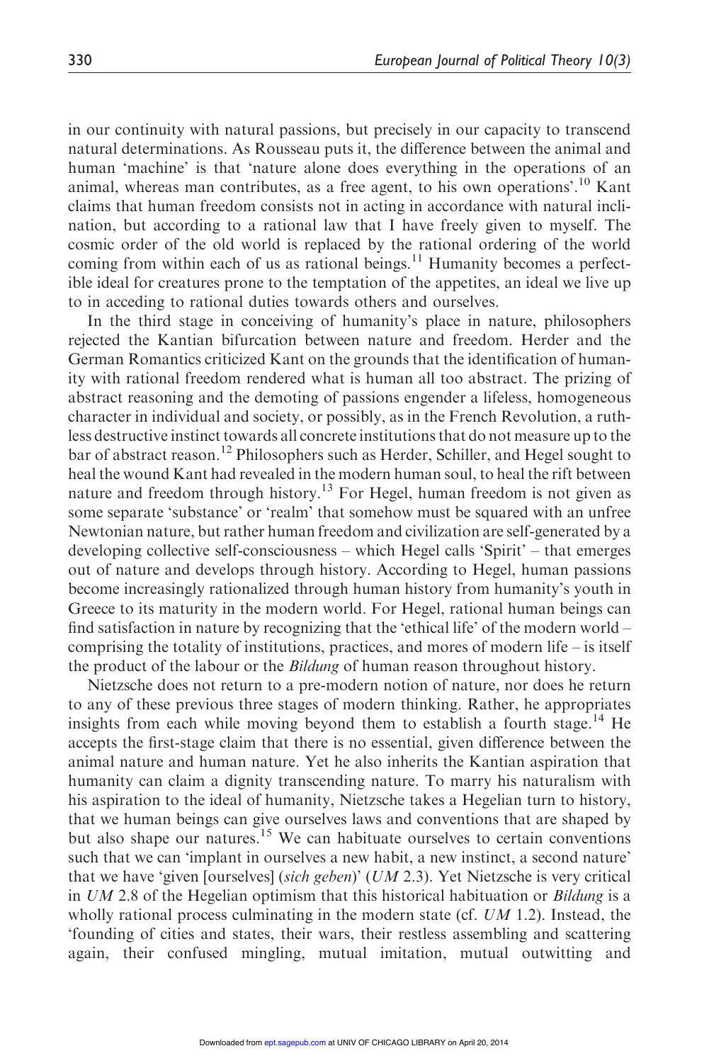in our continuity with natural passions, but precisely in our capacity to transcend natural determinations. As Rousseau puts it, the difference between the animal and human 'machine' is that 'nature alone does everything in the operations of an animal, whereas man contributes, as a free agent, to his own operations'.[10] Kant claims that human freedom consists not in acting in accordance with natural inclination, but according to a rational law that I have freely given to myself. The cosmic order of the old world is replaced by the rational ordering of the world coming from within each of us as rational beings.[11] Humanity becomes a perfectible ideal for creatures prone to the temptation of the appetites, an ideal we live up to in acceding to rational duties towards others and ourselves.

In the third stage in conceiving of humanity's place in nature, philosophers rejected the Kantian bifurcation between nature and freedom. Herder and the German Romantics criticized Kant on the grounds that the identification of humanity with rational freedom rendered what is human all too abstract. The prizing of abstract reasoning and the demoting of passions engender a lifeless, homogeneous character in individual and society, or possibly, as in the French Revolution, a ruthless destructive instinct towards all concrete institutions that do not measure up to the bar of abstract reason.[12] Philosophers such as Herder, Schiller, and Hegel sought to heal the wound Kant had revealed in the modern human soul, to heal the rift between nature and freedom through history.[13] For Hegel, human freedom is not given as some separate 'substance' or 'realm' that somehow must be squared with an unfree Newtonian nature, but rather human freedom and civilization are self-generated by a developing collective self-consciousness – which Hegel calls 'Spirit' – that emerges out of nature and develops through history. According to Hegel, human passions become increasingly rationalized through human history from humanity's youth in Greece to its maturity in the modern world. For Hegel, rational human beings can find satisfaction in nature by recognizing that the 'ethical life' of the modern world – comprising the totality of institutions, practices, and mores of modern life – is itself the product of the labour or the *Bildung* of human reason throughout history.

Nietzsche does not return to a pre-modern notion of nature, nor does he return to any of these previous three stages of modern thinking. Rather, he appropriates insights from each while moving beyond them to establish a fourth stage.[14] He accepts the first-stage claim that there is no essential, given difference between the animal nature and human nature. Yet he also inherits the Kantian aspiration that humanity can claim a dignity transcending nature. To marry his naturalism with his aspiration to the ideal of humanity, Nietzsche takes a Hegelian turn to history, that we human beings can give ourselves laws and conventions that are shaped by but also shape our natures.[15] We can habituate ourselves to certain conventions such that we can 'implant in ourselves a new habit, a new instinct, a second nature' that we have 'given [ourselves] (*sich geben*)' (*UM* 2.3). Yet Nietzsche is very critical in *UM* 2.8 of the Hegelian optimism that this historical habituation or *Bildung* is a wholly rational process culminating in the modern state (cf. *UM* 1.2). Instead, the 'founding of cities and states, their wars, their restless assembling and scattering again, their confused mingling, mutual imitation, mutual outwitting and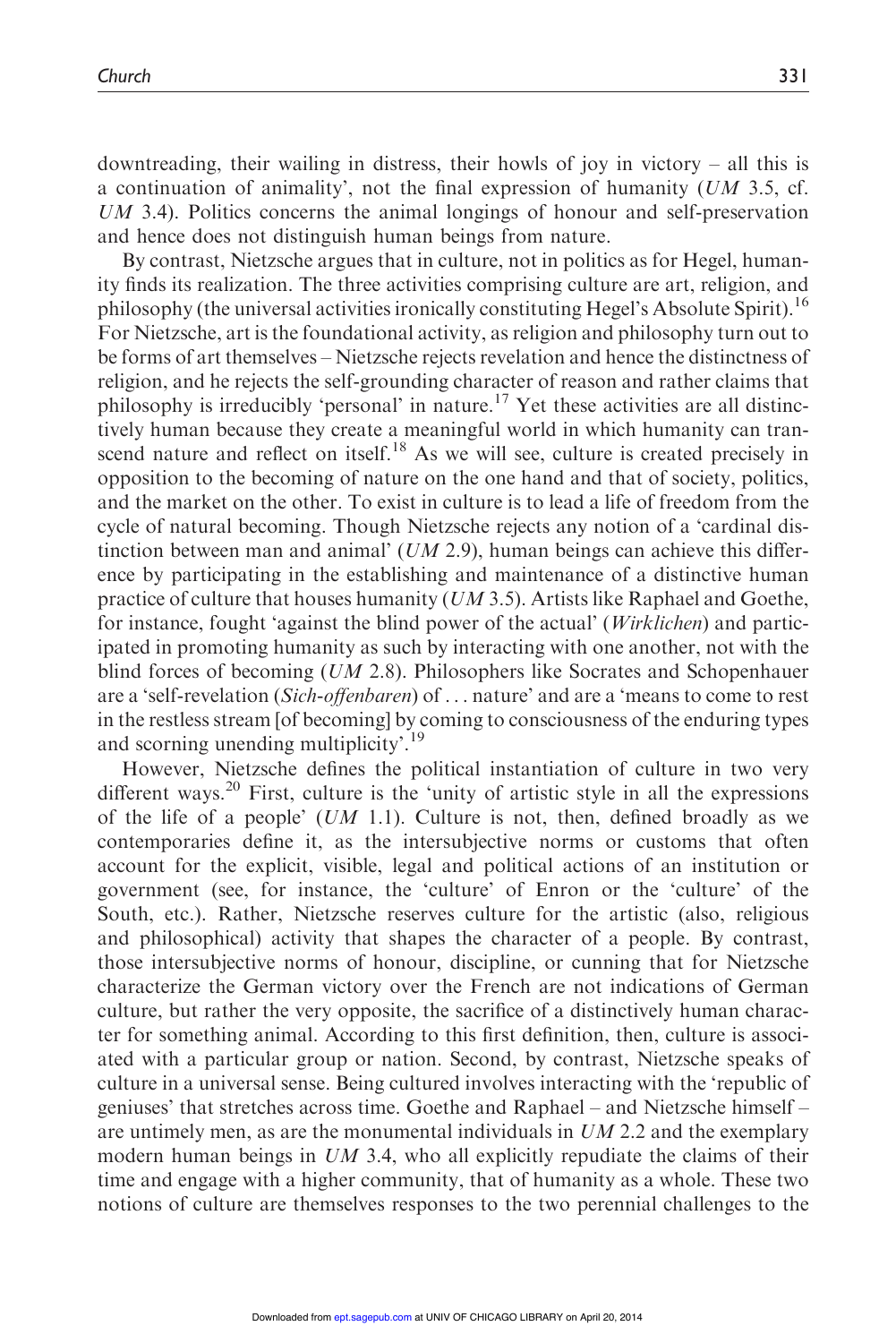downtreading, their wailing in distress, their howls of joy in victory – all this is a continuation of animality', not the final expression of humanity (*UM* 3.5, cf. *UM* 3.4). Politics concerns the animal longings of honour and self-preservation and hence does not distinguish human beings from nature.

By contrast, Nietzsche argues that in culture, not in politics as for Hegel, humanity finds its realization. The three activities comprising culture are art, religion, and philosophy (the universal activities ironically constituting Hegel's Absolute Spirit).[16] For Nietzsche, art is the foundational activity, as religion and philosophy turn out to be forms of art themselves – Nietzsche rejects revelation and hence the distinctness of religion, and he rejects the self-grounding character of reason and rather claims that philosophy is irreducibly 'personal' in nature.[17] Yet these activities are all distinctively human because they create a meaningful world in which humanity can transcend nature and reflect on itself.[18] As we will see, culture is created precisely in opposition to the becoming of nature on the one hand and that of society, politics, and the market on the other. To exist in culture is to lead a life of freedom from the cycle of natural becoming. Though Nietzsche rejects any notion of a 'cardinal distinction between man and animal' (*UM* 2.9), human beings can achieve this difference by participating in the establishing and maintenance of a distinctive human practice of culture that houses humanity (*UM* 3.5). Artists like Raphael and Goethe, for instance, fought 'against the blind power of the actual' (*Wirklichen*) and participated in promoting humanity as such by interacting with one another, not with the blind forces of becoming (*UM* 2.8). Philosophers like Socrates and Schopenhauer are a 'self-revelation (*Sich-offenbaren*) of ... nature' and are a 'means to come to rest in the restless stream [of becoming] by coming to consciousness of the enduring types and scorning unending multiplicity'.[19]

However, Nietzsche defines the political instantiation of culture in two very different ways.[20] First, culture is the 'unity of artistic style in all the expressions of the life of a people' (*UM* 1.1). Culture is not, then, defined broadly as we contemporaries define it, as the intersubjective norms or customs that often account for the explicit, visible, legal and political actions of an institution or government (see, for instance, the 'culture' of Enron or the 'culture' of the South, etc.). Rather, Nietzsche reserves culture for the artistic (also, religious and philosophical) activity that shapes the character of a people. By contrast, those intersubjective norms of honour, discipline, or cunning that for Nietzsche characterize the German victory over the French are not indications of German culture, but rather the very opposite, the sacrifice of a distinctively human character for something animal. According to this first definition, then, culture is associated with a particular group or nation. Second, by contrast, Nietzsche speaks of culture in a universal sense. Being cultured involves interacting with the 'republic of geniuses' that stretches across time. Goethe and Raphael – and Nietzsche himself – are untimely men, as are the monumental individuals in *UM* 2.2 and the exemplary modern human beings in *UM* 3.4, who all explicitly repudiate the claims of their time and engage with a higher community, that of humanity as a whole. These two notions of culture are themselves responses to the two perennial challenges to the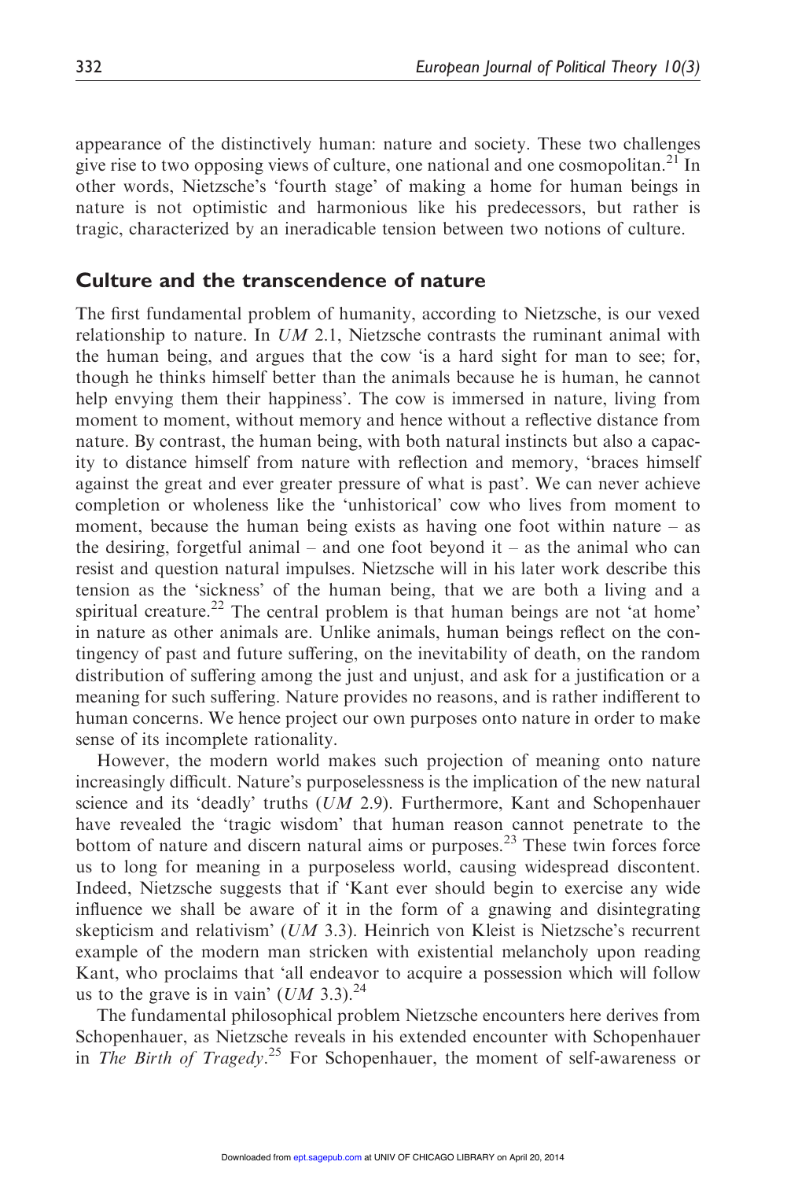appearance of the distinctively human: nature and society. These two challenges give rise to two opposing views of culture, one national and one cosmopolitan.[21] In other words, Nietzsche's 'fourth stage' of making a home for human beings in nature is not optimistic and harmonious like his predecessors, but rather is tragic, characterized by an ineradicable tension between two notions of culture.

## Culture and the transcendence of nature

The first fundamental problem of humanity, according to Nietzsche, is our vexed relationship to nature. In *UM* 2.1, Nietzsche contrasts the ruminant animal with the human being, and argues that the cow 'is a hard sight for man to see; for, though he thinks himself better than the animals because he is human, he cannot help envying them their happiness'. The cow is immersed in nature, living from moment to moment, without memory and hence without a reflective distance from nature. By contrast, the human being, with both natural instincts but also a capacity to distance himself from nature with reflection and memory, 'braces himself against the great and ever greater pressure of what is past'. We can never achieve completion or wholeness like the 'unhistorical' cow who lives from moment to moment, because the human being exists as having one foot within nature – as the desiring, forgetful animal – and one foot beyond it – as the animal who can resist and question natural impulses. Nietzsche will in his later work describe this tension as the 'sickness' of the human being, that we are both a living and a spiritual creature.[22] The central problem is that human beings are not 'at home' in nature as other animals are. Unlike animals, human beings reflect on the contingency of past and future suffering, on the inevitability of death, on the random distribution of suffering among the just and unjust, and ask for a justification or a meaning for such suffering. Nature provides no reasons, and is rather indifferent to human concerns. We hence project our own purposes onto nature in order to make sense of its incomplete rationality.

However, the modern world makes such projection of meaning onto nature increasingly difficult. Nature's purposelessness is the implication of the new natural science and its 'deadly' truths (*UM* 2.9). Furthermore, Kant and Schopenhauer have revealed the 'tragic wisdom' that human reason cannot penetrate to the bottom of nature and discern natural aims or purposes.[23] These twin forces force us to long for meaning in a purposeless world, causing widespread discontent. Indeed, Nietzsche suggests that if 'Kant ever should begin to exercise any wide influence we shall be aware of it in the form of a gnawing and disintegrating skepticism and relativism' (*UM* 3.3). Heinrich von Kleist is Nietzsche's recurrent example of the modern man stricken with existential melancholy upon reading Kant, who proclaims that 'all endeavor to acquire a possession which will follow us to the grave is in vain' (*UM* 3.3).[24]

The fundamental philosophical problem Nietzsche encounters here derives from Schopenhauer, as Nietzsche reveals in his extended encounter with Schopenhauer in *The Birth of Tragedy*.[25] For Schopenhauer, the moment of self-awareness or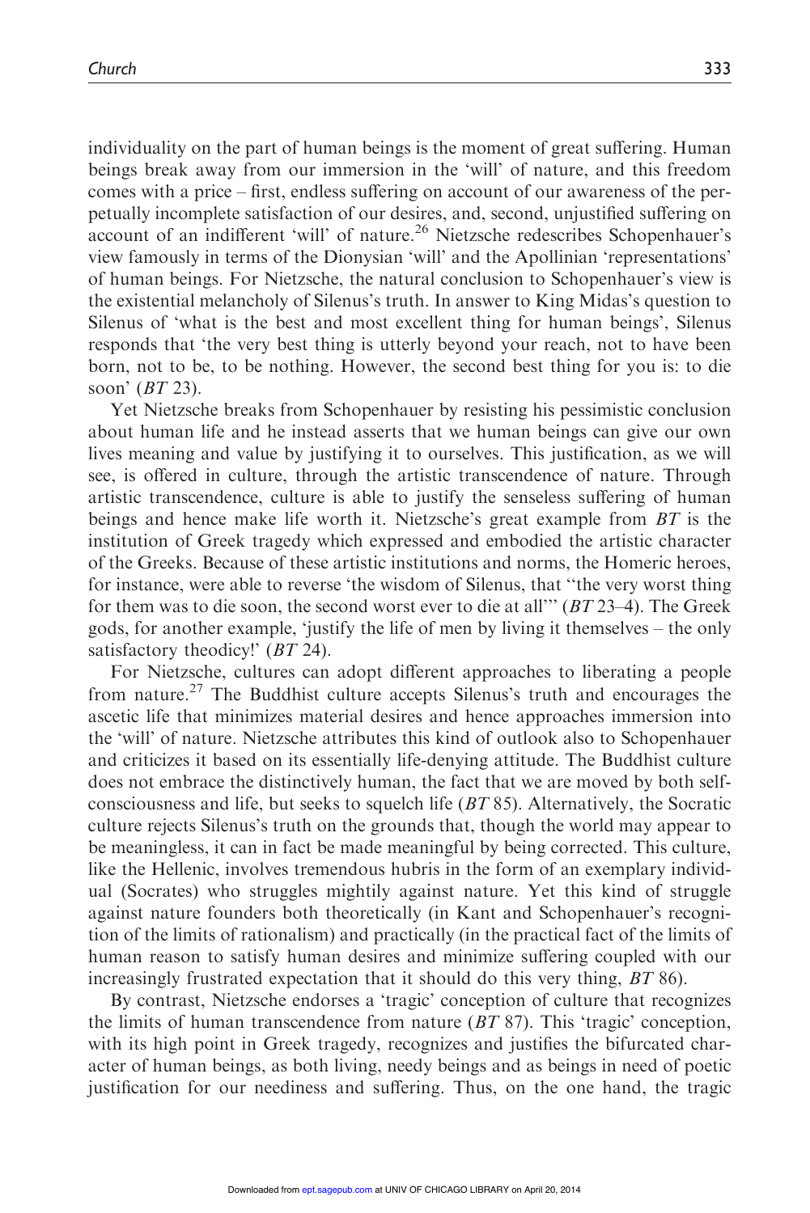individuality on the part of human beings is the moment of great suffering. Human beings break away from our immersion in the 'will' of nature, and this freedom comes with a price – first, endless suffering on account of our awareness of the perpetually incomplete satisfaction of our desires, and, second, unjustified suffering on account of an indifferent 'will' of nature.[26] Nietzsche redescribes Schopenhauer's view famously in terms of the Dionysian 'will' and the Apollinian 'representations' of human beings. For Nietzsche, the natural conclusion to Schopenhauer's view is the existential melancholy of Silenus's truth. In answer to King Midas's question to Silenus of 'what is the best and most excellent thing for human beings', Silenus responds that 'the very best thing is utterly beyond your reach, not to have been born, not to be, to be nothing. However, the second best thing for you is: to die soon' (*BT* 23).

Yet Nietzsche breaks from Schopenhauer by resisting his pessimistic conclusion about human life and he instead asserts that we human beings can give our own lives meaning and value by justifying it to ourselves. This justification, as we will see, is offered in culture, through the artistic transcendence of nature. Through artistic transcendence, culture is able to justify the senseless suffering of human beings and hence make life worth it. Nietzsche's great example from *BT* is the institution of Greek tragedy which expressed and embodied the artistic character of the Greeks. Because of these artistic institutions and norms, the Homeric heroes, for instance, were able to reverse 'the wisdom of Silenus, that "the very worst thing for them was to die soon, the second worst ever to die at all"' (*BT* 23–4). The Greek gods, for another example, 'justify the life of men by living it themselves – the only satisfactory theodicy!' (*BT* 24).

For Nietzsche, cultures can adopt different approaches to liberating a people from nature.[27] The Buddhist culture accepts Silenus's truth and encourages the ascetic life that minimizes material desires and hence approaches immersion into the 'will' of nature. Nietzsche attributes this kind of outlook also to Schopenhauer and criticizes it based on its essentially life-denying attitude. The Buddhist culture does not embrace the distinctively human, the fact that we are moved by both self-consciousness and life, but seeks to squelch life (*BT* 85). Alternatively, the Socratic culture rejects Silenus's truth on the grounds that, though the world may appear to be meaningless, it can in fact be made meaningful by being corrected. This culture, like the Hellenic, involves tremendous hubris in the form of an exemplary individual (Socrates) who struggles mightily against nature. Yet this kind of struggle against nature founders both theoretically (in Kant and Schopenhauer's recognition of the limits of rationalism) and practically (in the practical fact of the limits of human reason to satisfy human desires and minimize suffering coupled with our increasingly frustrated expectation that it should do this very thing, *BT* 86).

By contrast, Nietzsche endorses a 'tragic' conception of culture that recognizes the limits of human transcendence from nature (*BT* 87). This 'tragic' conception, with its high point in Greek tragedy, recognizes and justifies the bifurcated character of human beings, as both living, needy beings and as beings in need of poetic justification for our neediness and suffering. Thus, on the one hand, the tragic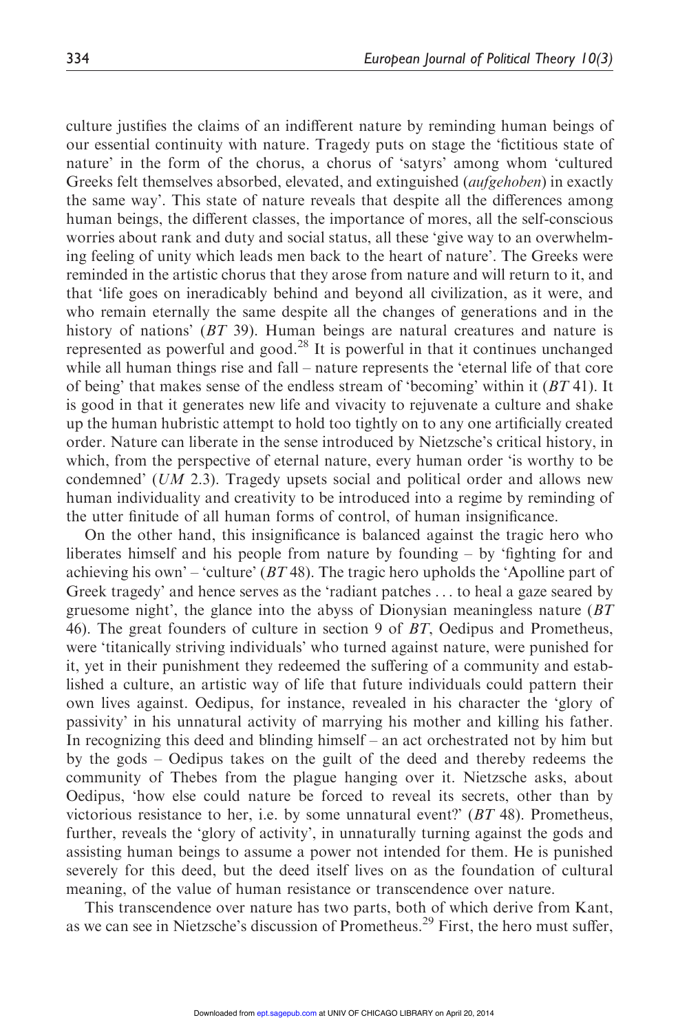culture justifies the claims of an indifferent nature by reminding human beings of our essential continuity with nature. Tragedy puts on stage the 'fictitious state of nature' in the form of the chorus, a chorus of 'satyrs' among whom 'cultured Greeks felt themselves absorbed, elevated, and extinguished (*aufgehoben*) in exactly the same way'. This state of nature reveals that despite all the differences among human beings, the different classes, the importance of mores, all the self-conscious worries about rank and duty and social status, all these 'give way to an overwhelming feeling of unity which leads men back to the heart of nature'. The Greeks were reminded in the artistic chorus that they arose from nature and will return to it, and that 'life goes on ineradicably behind and beyond all civilization, as it were, and who remain eternally the same despite all the changes of generations and in the history of nations' (*BT* 39). Human beings are natural creatures and nature is represented as powerful and good.[28] It is powerful in that it continues unchanged while all human things rise and fall – nature represents the 'eternal life of that core of being' that makes sense of the endless stream of 'becoming' within it (*BT* 41). It is good in that it generates new life and vivacity to rejuvenate a culture and shake up the human hubristic attempt to hold too tightly on to any one artificially created order. Nature can liberate in the sense introduced by Nietzsche's critical history, in which, from the perspective of eternal nature, every human order 'is worthy to be condemned' (*UM* 2.3). Tragedy upsets social and political order and allows new human individuality and creativity to be introduced into a regime by reminding of the utter finitude of all human forms of control, of human insignificance.

On the other hand, this insignificance is balanced against the tragic hero who liberates himself and his people from nature by founding – by 'fighting for and achieving his own' – 'culture' (*BT* 48). The tragic hero upholds the 'Apolline part of Greek tragedy' and hence serves as the 'radiant patches . . . to heal a gaze seared by gruesome night', the glance into the abyss of Dionysian meaningless nature (*BT* 46). The great founders of culture in section 9 of *BT*, Oedipus and Prometheus, were 'titanically striving individuals' who turned against nature, were punished for it, yet in their punishment they redeemed the suffering of a community and established a culture, an artistic way of life that future individuals could pattern their own lives against. Oedipus, for instance, revealed in his character the 'glory of passivity' in his unnatural activity of marrying his mother and killing his father. In recognizing this deed and blinding himself – an act orchestrated not by him but by the gods – Oedipus takes on the guilt of the deed and thereby redeems the community of Thebes from the plague hanging over it. Nietzsche asks, about Oedipus, 'how else could nature be forced to reveal its secrets, other than by victorious resistance to her, i.e. by some unnatural event?' (*BT* 48). Prometheus, further, reveals the 'glory of activity', in unnaturally turning against the gods and assisting human beings to assume a power not intended for them. He is punished severely for this deed, but the deed itself lives on as the foundation of cultural meaning, of the value of human resistance or transcendence over nature.

This transcendence over nature has two parts, both of which derive from Kant, as we can see in Nietzsche's discussion of Prometheus.[29] First, the hero must suffer,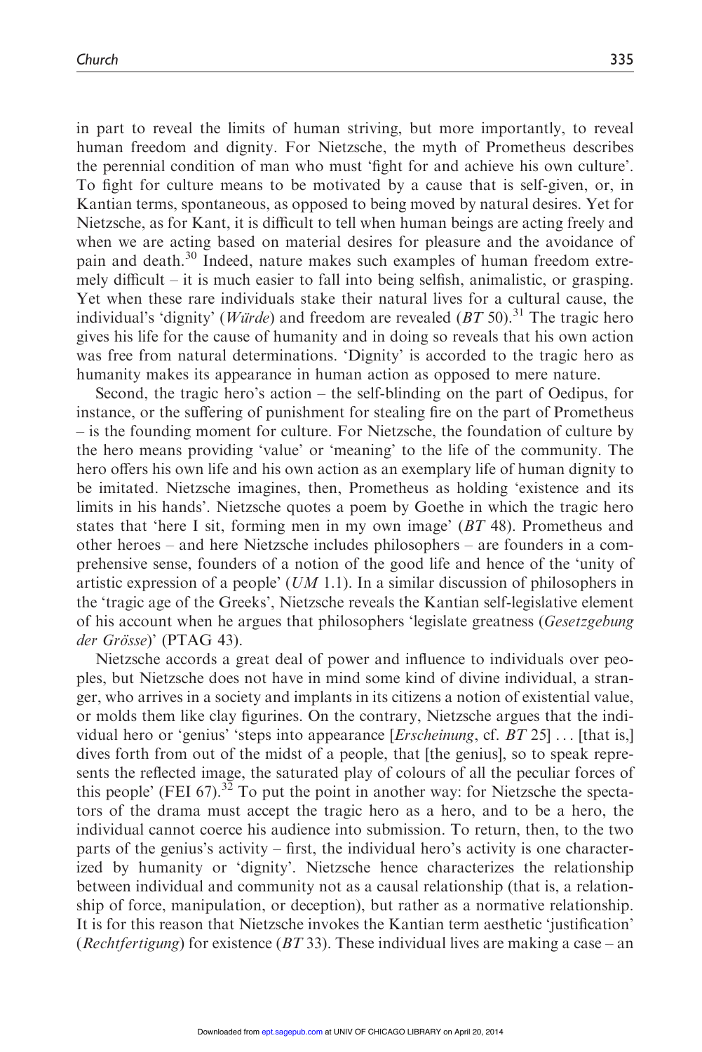in part to reveal the limits of human striving, but more importantly, to reveal human freedom and dignity. For Nietzsche, the myth of Prometheus describes the perennial condition of man who must 'fight for and achieve his own culture'. To fight for culture means to be motivated by a cause that is self-given, or, in Kantian terms, spontaneous, as opposed to being moved by natural desires. Yet for Nietzsche, as for Kant, it is difficult to tell when human beings are acting freely and when we are acting based on material desires for pleasure and the avoidance of pain and death.[30] Indeed, nature makes such examples of human freedom extremely difficult – it is much easier to fall into being selfish, animalistic, or grasping. Yet when these rare individuals stake their natural lives for a cultural cause, the individual's 'dignity' (*Würde*) and freedom are revealed (*BT* 50).[31] The tragic hero gives his life for the cause of humanity and in doing so reveals that his own action was free from natural determinations. 'Dignity' is accorded to the tragic hero as humanity makes its appearance in human action as opposed to mere nature.

Second, the tragic hero's action – the self-blinding on the part of Oedipus, for instance, or the suffering of punishment for stealing fire on the part of Prometheus – is the founding moment for culture. For Nietzsche, the foundation of culture by the hero means providing 'value' or 'meaning' to the life of the community. The hero offers his own life and his own action as an exemplary life of human dignity to be imitated. Nietzsche imagines, then, Prometheus as holding 'existence and its limits in his hands'. Nietzsche quotes a poem by Goethe in which the tragic hero states that 'here I sit, forming men in my own image' (*BT* 48). Prometheus and other heroes – and here Nietzsche includes philosophers – are founders in a comprehensive sense, founders of a notion of the good life and hence of the 'unity of artistic expression of a people' (*UM* 1.1). In a similar discussion of philosophers in the 'tragic age of the Greeks', Nietzsche reveals the Kantian self-legislative element of his account when he argues that philosophers 'legislate greatness (*Gesetzgebung der Grösse*)' (PTAG 43).

Nietzsche accords a great deal of power and influence to individuals over peoples, but Nietzsche does not have in mind some kind of divine individual, a stranger, who arrives in a society and implants in its citizens a notion of existential value, or molds them like clay figurines. On the contrary, Nietzsche argues that the individual hero or 'genius' 'steps into appearance [*Erscheinung*, cf. *BT* 25] ... [that is,] dives forth from out of the midst of a people, that [the genius], so to speak represents the reflected image, the saturated play of colours of all the peculiar forces of this people' (FEI 67).[32] To put the point in another way: for Nietzsche the spectators of the drama must accept the tragic hero as a hero, and to be a hero, the individual cannot coerce his audience into submission. To return, then, to the two parts of the genius's activity – first, the individual hero's activity is one characterized by humanity or 'dignity'. Nietzsche hence characterizes the relationship between individual and community not as a causal relationship (that is, a relationship of force, manipulation, or deception), but rather as a normative relationship. It is for this reason that Nietzsche invokes the Kantian term aesthetic 'justification' (*Rechtfertigung*) for existence (*BT* 33). These individual lives are making a case – an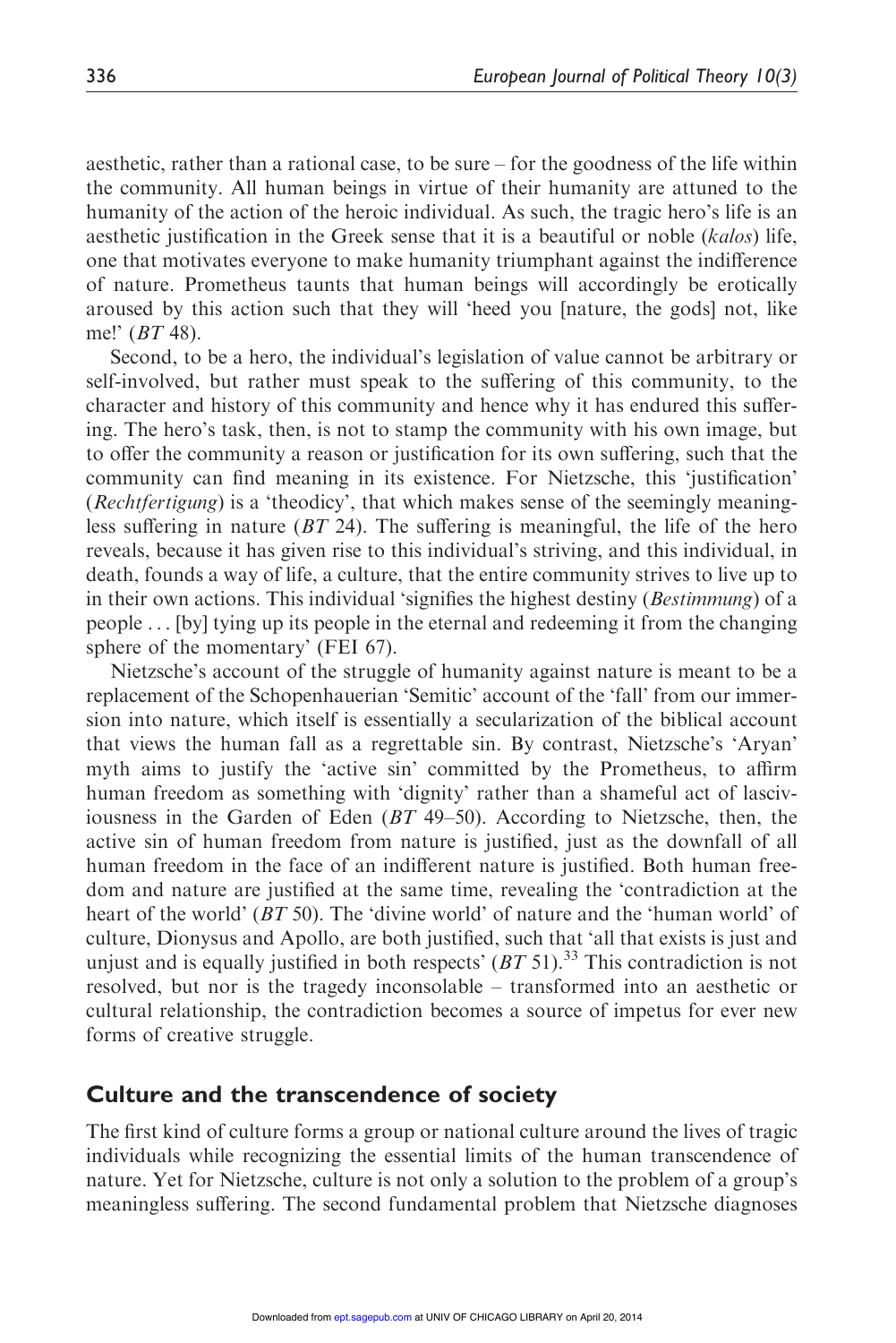aesthetic, rather than a rational case, to be sure – for the goodness of the life within the community. All human beings in virtue of their humanity are attuned to the humanity of the action of the heroic individual. As such, the tragic hero's life is an aesthetic justification in the Greek sense that it is a beautiful or noble (*kalos*) life, one that motivates everyone to make humanity triumphant against the indifference of nature. Prometheus taunts that human beings will accordingly be erotically aroused by this action such that they will 'heed you [nature, the gods] not, like me!' (*BT* 48).

Second, to be a hero, the individual's legislation of value cannot be arbitrary or self-involved, but rather must speak to the suffering of this community, to the character and history of this community and hence why it has endured this suffering. The hero's task, then, is not to stamp the community with his own image, but to offer the community a reason or justification for its own suffering, such that the community can find meaning in its existence. For Nietzsche, this 'justification' (*Rechtfertigung*) is a 'theodicy', that which makes sense of the seemingly meaningless suffering in nature (*BT* 24). The suffering is meaningful, the life of the hero reveals, because it has given rise to this individual's striving, and this individual, in death, founds a way of life, a culture, that the entire community strives to live up to in their own actions. This individual 'signifies the highest destiny (*Bestimmung*) of a people ... [by] tying up its people in the eternal and redeeming it from the changing sphere of the momentary' (FEI 67).

Nietzsche's account of the struggle of humanity against nature is meant to be a replacement of the Schopenhauerian 'Semitic' account of the 'fall' from our immersion into nature, which itself is essentially a secularization of the biblical account that views the human fall as a regrettable sin. By contrast, Nietzsche's 'Aryan' myth aims to justify the 'active sin' committed by the Prometheus, to affirm human freedom as something with 'dignity' rather than a shameful act of lasciviousness in the Garden of Eden (*BT* 49–50). According to Nietzsche, then, the active sin of human freedom from nature is justified, just as the downfall of all human freedom in the face of an indifferent nature is justified. Both human freedom and nature are justified at the same time, revealing the 'contradiction at the heart of the world' (*BT* 50). The 'divine world' of nature and the 'human world' of culture, Dionysus and Apollo, are both justified, such that 'all that exists is just and unjust and is equally justified in both respects' (*BT* 51).[33] This contradiction is not resolved, but nor is the tragedy inconsolable – transformed into an aesthetic or cultural relationship, the contradiction becomes a source of impetus for ever new forms of creative struggle.

## Culture and the transcendence of society

The first kind of culture forms a group or national culture around the lives of tragic individuals while recognizing the essential limits of the human transcendence of nature. Yet for Nietzsche, culture is not only a solution to the problem of a group's meaningless suffering. The second fundamental problem that Nietzsche diagnoses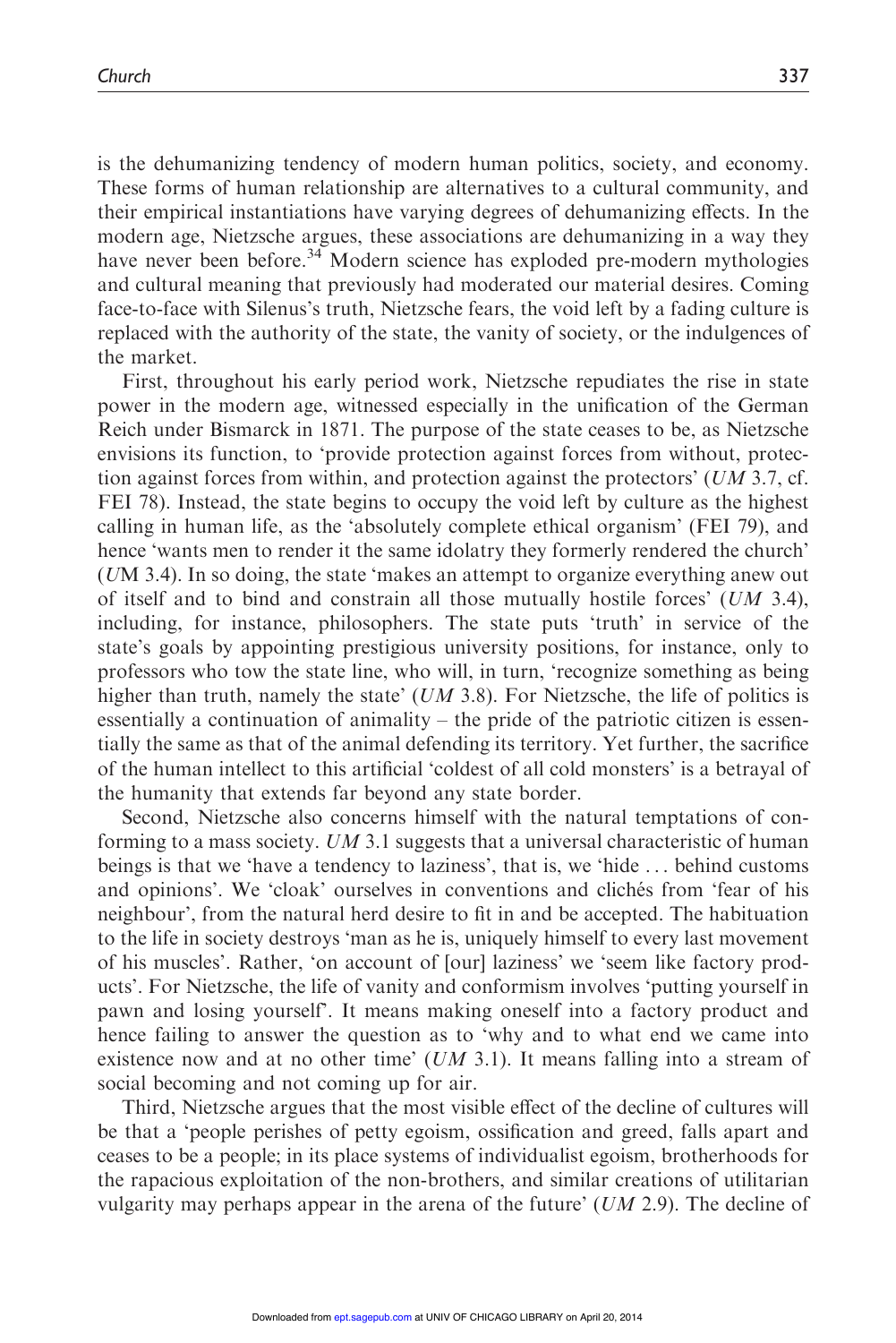is the dehumanizing tendency of modern human politics, society, and economy. These forms of human relationship are alternatives to a cultural community, and their empirical instantiations have varying degrees of dehumanizing effects. In the modern age, Nietzsche argues, these associations are dehumanizing in a way they have never been before.[34] Modern science has exploded pre-modern mythologies and cultural meaning that previously had moderated our material desires. Coming face-to-face with Silenus's truth, Nietzsche fears, the void left by a fading culture is replaced with the authority of the state, the vanity of society, or the indulgences of the market.

First, throughout his early period work, Nietzsche repudiates the rise in state power in the modern age, witnessed especially in the unification of the German Reich under Bismarck in 1871. The purpose of the state ceases to be, as Nietzsche envisions its function, to 'provide protection against forces from without, protection against forces from within, and protection against the protectors' (*UM* 3.7, cf. FEI 78). Instead, the state begins to occupy the void left by culture as the highest calling in human life, as the 'absolutely complete ethical organism' (FEI 79), and hence 'wants men to render it the same idolatry they formerly rendered the church' (*UM* 3.4). In so doing, the state 'makes an attempt to organize everything anew out of itself and to bind and constrain all those mutually hostile forces' (*UM* 3.4), including, for instance, philosophers. The state puts 'truth' in service of the state's goals by appointing prestigious university positions, for instance, only to professors who tow the state line, who will, in turn, 'recognize something as being higher than truth, namely the state' (*UM* 3.8). For Nietzsche, the life of politics is essentially a continuation of animality – the pride of the patriotic citizen is essentially the same as that of the animal defending its territory. Yet further, the sacrifice of the human intellect to this artificial 'coldest of all cold monsters' is a betrayal of the humanity that extends far beyond any state border.

Second, Nietzsche also concerns himself with the natural temptations of conforming to a mass society. *UM* 3.1 suggests that a universal characteristic of human beings is that we 'have a tendency to laziness', that is, we 'hide ... behind customs and opinions'. We 'cloak' ourselves in conventions and clichés from 'fear of his neighbour', from the natural herd desire to fit in and be accepted. The habituation to the life in society destroys 'man as he is, uniquely himself to every last movement of his muscles'. Rather, 'on account of [our] laziness' we 'seem like factory products'. For Nietzsche, the life of vanity and conformism involves 'putting yourself in pawn and losing yourself'. It means making oneself into a factory product and hence failing to answer the question as to 'why and to what end we came into existence now and at no other time' (*UM* 3.1). It means falling into a stream of social becoming and not coming up for air.

Third, Nietzsche argues that the most visible effect of the decline of cultures will be that a 'people perishes of petty egoism, ossification and greed, falls apart and ceases to be a people; in its place systems of individualist egoism, brotherhoods for the rapacious exploitation of the non-brothers, and similar creations of utilitarian vulgarity may perhaps appear in the arena of the future' (*UM* 2.9). The decline of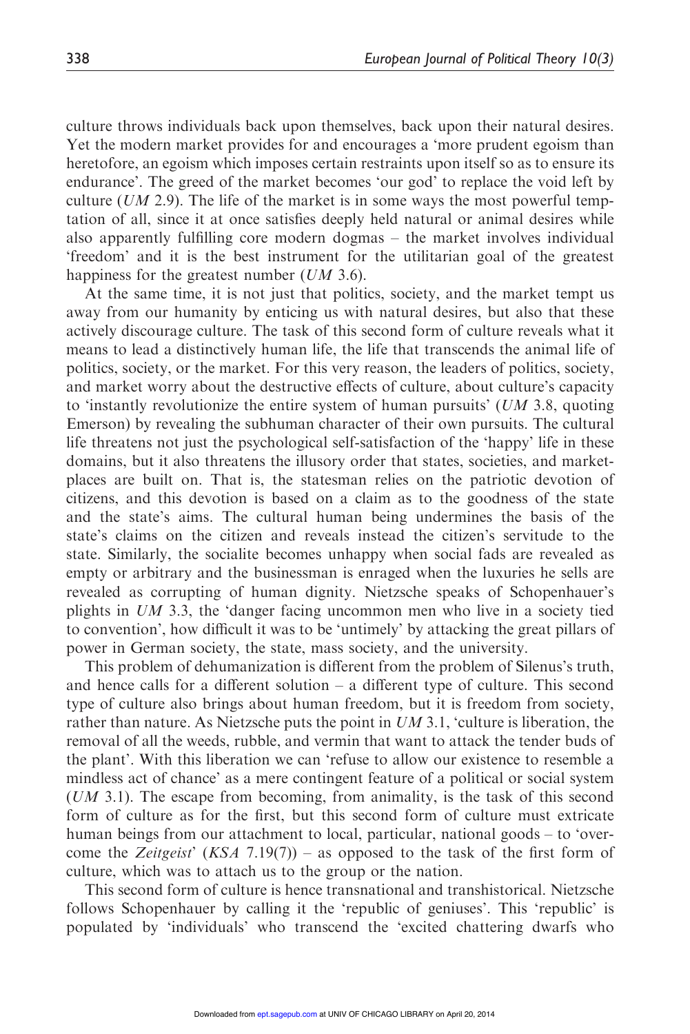culture throws individuals back upon themselves, back upon their natural desires. Yet the modern market provides for and encourages a 'more prudent egoism than heretofore, an egoism which imposes certain restraints upon itself so as to ensure its endurance'. The greed of the market becomes 'our god' to replace the void left by culture (*UM* 2.9). The life of the market is in some ways the most powerful temptation of all, since it at once satisfies deeply held natural or animal desires while also apparently fulfilling core modern dogmas – the market involves individual 'freedom' and it is the best instrument for the utilitarian goal of the greatest happiness for the greatest number (*UM* 3.6).

At the same time, it is not just that politics, society, and the market tempt us away from our humanity by enticing us with natural desires, but also that these actively discourage culture. The task of this second form of culture reveals what it means to lead a distinctively human life, the life that transcends the animal life of politics, society, or the market. For this very reason, the leaders of politics, society, and market worry about the destructive effects of culture, about culture's capacity to 'instantly revolutionize the entire system of human pursuits' (*UM* 3.8, quoting Emerson) by revealing the subhuman character of their own pursuits. The cultural life threatens not just the psychological self-satisfaction of the 'happy' life in these domains, but it also threatens the illusory order that states, societies, and marketplaces are built on. That is, the statesman relies on the patriotic devotion of citizens, and this devotion is based on a claim as to the goodness of the state and the state's aims. The cultural human being undermines the basis of the state's claims on the citizen and reveals instead the citizen's servitude to the state. Similarly, the socialite becomes unhappy when social fads are revealed as empty or arbitrary and the businessman is enraged when the luxuries he sells are revealed as corrupting of human dignity. Nietzsche speaks of Schopenhauer's plights in *UM* 3.3, the 'danger facing uncommon men who live in a society tied to convention', how difficult it was to be 'untimely' by attacking the great pillars of power in German society, the state, mass society, and the university.

This problem of dehumanization is different from the problem of Silenus's truth, and hence calls for a different solution – a different type of culture. This second type of culture also brings about human freedom, but it is freedom from society, rather than nature. As Nietzsche puts the point in *UM* 3.1, 'culture is liberation, the removal of all the weeds, rubble, and vermin that want to attack the tender buds of the plant'. With this liberation we can 'refuse to allow our existence to resemble a mindless act of chance' as a mere contingent feature of a political or social system (*UM* 3.1). The escape from becoming, from animality, is the task of this second form of culture as for the first, but this second form of culture must extricate human beings from our attachment to local, particular, national goods – to 'overcome the *Zeitgeist*' (*KSA* 7.19(7)) – as opposed to the task of the first form of culture, which was to attach us to the group or the nation.

This second form of culture is hence transnational and transhistorical. Nietzsche follows Schopenhauer by calling it the 'republic of geniuses'. This 'republic' is populated by 'individuals' who transcend the 'excited chattering dwarfs who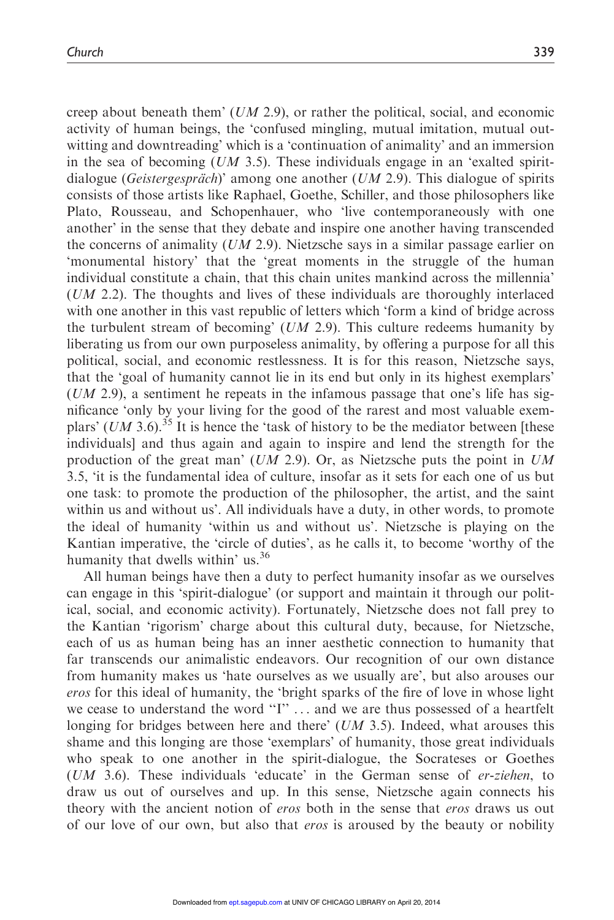creep about beneath them' (*UM* 2.9), or rather the political, social, and economic activity of human beings, the 'confused mingling, mutual imitation, mutual outwitting and downtreading' which is a 'continuation of animality' and an immersion in the sea of becoming (*UM* 3.5). These individuals engage in an 'exalted spirit-dialogue (*Geistergespräch*)' among one another (*UM* 2.9). This dialogue of spirits consists of those artists like Raphael, Goethe, Schiller, and those philosophers like Plato, Rousseau, and Schopenhauer, who 'live contemporaneously with one another' in the sense that they debate and inspire one another having transcended the concerns of animality (*UM* 2.9). Nietzsche says in a similar passage earlier on 'monumental history' that the 'great moments in the struggle of the human individual constitute a chain, that this chain unites mankind across the millennia' (*UM* 2.2). The thoughts and lives of these individuals are thoroughly interlaced with one another in this vast republic of letters which 'form a kind of bridge across the turbulent stream of becoming' (*UM* 2.9). This culture redeems humanity by liberating us from our own purposeless animality, by offering a purpose for all this political, social, and economic restlessness. It is for this reason, Nietzsche says, that the 'goal of humanity cannot lie in its end but only in its highest exemplars' (*UM* 2.9), a sentiment he repeats in the infamous passage that one's life has significance 'only by your living for the good of the rarest and most valuable exemplars' (*UM* 3.6).[35] It is hence the 'task of history to be the mediator between [these individuals] and thus again and again to inspire and lend the strength for the production of the great man' (*UM* 2.9). Or, as Nietzsche puts the point in *UM* 3.5, 'it is the fundamental idea of culture, insofar as it sets for each one of us but one task: to promote the production of the philosopher, the artist, and the saint within us and without us'. All individuals have a duty, in other words, to promote the ideal of humanity 'within us and without us'. Nietzsche is playing on the Kantian imperative, the 'circle of duties', as he calls it, to become 'worthy of the humanity that dwells within' us.[36]

All human beings have then a duty to perfect humanity insofar as we ourselves can engage in this 'spirit-dialogue' (or support and maintain it through our political, social, and economic activity). Fortunately, Nietzsche does not fall prey to the Kantian 'rigorism' charge about this cultural duty, because, for Nietzsche, each of us as human being has an inner aesthetic connection to humanity that far transcends our animalistic endeavors. Our recognition of our own distance from humanity makes us 'hate ourselves as we usually are', but also arouses our *eros* for this ideal of humanity, the 'bright sparks of the fire of love in whose light we cease to understand the word "I" ... and we are thus possessed of a heartfelt longing for bridges between here and there' (*UM* 3.5). Indeed, what arouses this shame and this longing are those 'exemplars' of humanity, those great individuals who speak to one another in the spirit-dialogue, the Socrateses or Goethes (*UM* 3.6). These individuals 'educate' in the German sense of *er-ziehen*, to draw us out of ourselves and up. In this sense, Nietzsche again connects his theory with the ancient notion of *eros* both in the sense that *eros* draws us out of our love of our own, but also that *eros* is aroused by the beauty or nobility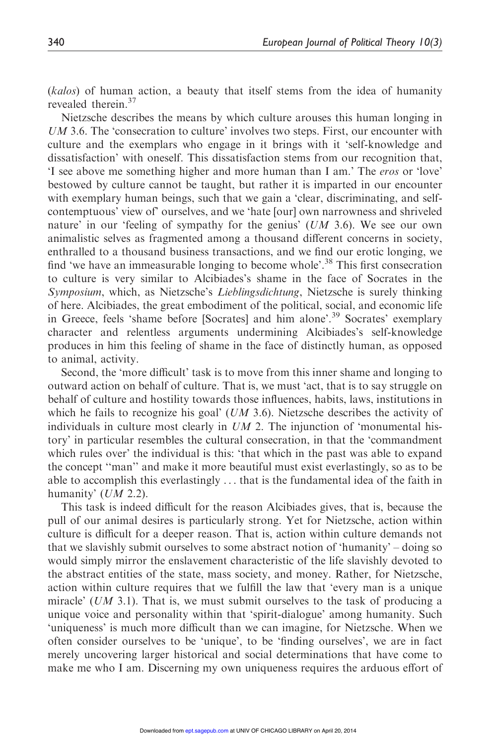(*kalos*) of human action, a beauty that itself stems from the idea of humanity revealed therein.[37]

Nietzsche describes the means by which culture arouses this human longing in *UM* 3.6. The 'consecration to culture' involves two steps. First, our encounter with culture and the exemplars who engage in it brings with it 'self-knowledge and dissatisfaction' with oneself. This dissatisfaction stems from our recognition that, 'I see above me something higher and more human than I am.' The *eros* or 'love' bestowed by culture cannot be taught, but rather it is imparted in our encounter with exemplary human beings, such that we gain a 'clear, discriminating, and self-contemptuous' view of' ourselves, and we 'hate [our] own narrowness and shriveled nature' in our 'feeling of sympathy for the genius' (*UM* 3.6). We see our own animalistic selves as fragmented among a thousand different concerns in society, enthralled to a thousand business transactions, and we find our erotic longing, we find 'we have an immeasurable longing to become whole'.[38] This first consecration to culture is very similar to Alcibiades's shame in the face of Socrates in the *Symposium*, which, as Nietzsche's *Lieblingsdichtung*, Nietzsche is surely thinking of here. Alcibiades, the great embodiment of the political, social, and economic life in Greece, feels 'shame before [Socrates] and him alone'.[39] Socrates' exemplary character and relentless arguments undermining Alcibiades's self-knowledge produces in him this feeling of shame in the face of distinctly human, as opposed to animal, activity.

Second, the 'more difficult' task is to move from this inner shame and longing to outward action on behalf of culture. That is, we must 'act, that is to say struggle on behalf of culture and hostility towards those influences, habits, laws, institutions in which he fails to recognize his goal' (*UM* 3.6). Nietzsche describes the activity of individuals in culture most clearly in *UM* 2. The injunction of 'monumental history' in particular resembles the cultural consecration, in that the 'commandment which rules over' the individual is this: 'that which in the past was able to expand the concept "man" and make it more beautiful must exist everlastingly, so as to be able to accomplish this everlastingly ... that is the fundamental idea of the faith in humanity' (*UM* 2.2).

This task is indeed difficult for the reason Alcibiades gives, that is, because the pull of our animal desires is particularly strong. Yet for Nietzsche, action within culture is difficult for a deeper reason. That is, action within culture demands not that we slavishly submit ourselves to some abstract notion of 'humanity' – doing so would simply mirror the enslavement characteristic of the life slavishly devoted to the abstract entities of the state, mass society, and money. Rather, for Nietzsche, action within culture requires that we fulfill the law that 'every man is a unique miracle' (*UM* 3.1). That is, we must submit ourselves to the task of producing a unique voice and personality within that 'spirit-dialogue' among humanity. Such 'uniqueness' is much more difficult than we can imagine, for Nietzsche. When we often consider ourselves to be 'unique', to be 'finding ourselves', we are in fact merely uncovering larger historical and social determinations that have come to make me who I am. Discerning my own uniqueness requires the arduous effort of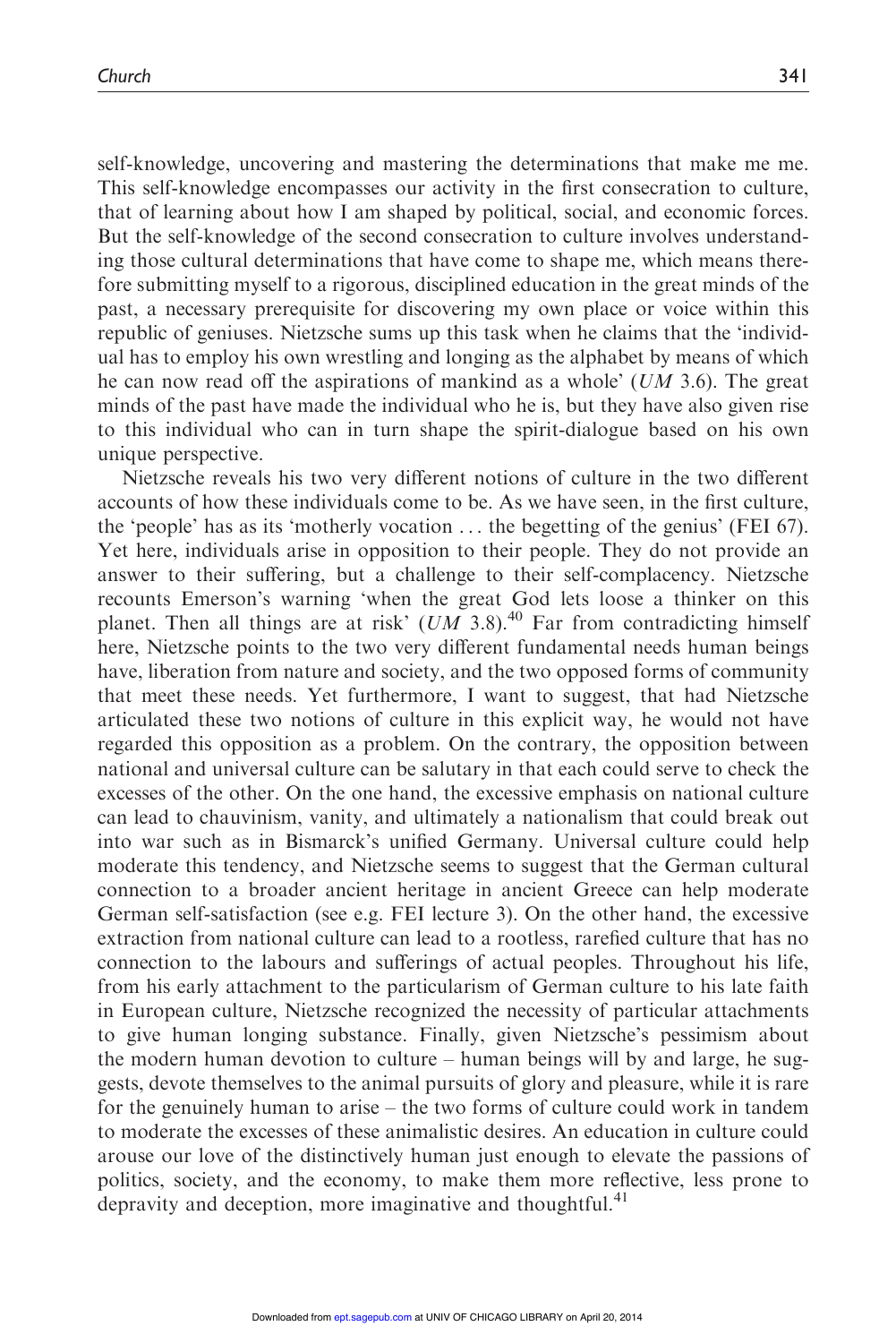self-knowledge, uncovering and mastering the determinations that make me me. This self-knowledge encompasses our activity in the first consecration to culture, that of learning about how I am shaped by political, social, and economic forces. But the self-knowledge of the second consecration to culture involves understanding those cultural determinations that have come to shape me, which means therefore submitting myself to a rigorous, disciplined education in the great minds of the past, a necessary prerequisite for discovering my own place or voice within this republic of geniuses. Nietzsche sums up this task when he claims that the 'individual has to employ his own wrestling and longing as the alphabet by means of which he can now read off the aspirations of mankind as a whole' (*UM* 3.6). The great minds of the past have made the individual who he is, but they have also given rise to this individual who can in turn shape the spirit-dialogue based on his own unique perspective.

Nietzsche reveals his two very different notions of culture in the two different accounts of how these individuals come to be. As we have seen, in the first culture, the 'people' has as its 'motherly vocation ... the begetting of the genius' (FEI 67). Yet here, individuals arise in opposition to their people. They do not provide an answer to their suffering, but a challenge to their self-complacency. Nietzsche recounts Emerson's warning 'when the great God lets loose a thinker on this planet. Then all things are at risk' (*UM* 3.8).[40] Far from contradicting himself here, Nietzsche points to the two very different fundamental needs human beings have, liberation from nature and society, and the two opposed forms of community that meet these needs. Yet furthermore, I want to suggest, that had Nietzsche articulated these two notions of culture in this explicit way, he would not have regarded this opposition as a problem. On the contrary, the opposition between national and universal culture can be salutary in that each could serve to check the excesses of the other. On the one hand, the excessive emphasis on national culture can lead to chauvinism, vanity, and ultimately a nationalism that could break out into war such as in Bismarck's unified Germany. Universal culture could help moderate this tendency, and Nietzsche seems to suggest that the German cultural connection to a broader ancient heritage in ancient Greece can help moderate German self-satisfaction (see e.g. FEI lecture 3). On the other hand, the excessive extraction from national culture can lead to a rootless, rarefied culture that has no connection to the labours and sufferings of actual peoples. Throughout his life, from his early attachment to the particularism of German culture to his late faith in European culture, Nietzsche recognized the necessity of particular attachments to give human longing substance. Finally, given Nietzsche's pessimism about the modern human devotion to culture – human beings will by and large, he suggests, devote themselves to the animal pursuits of glory and pleasure, while it is rare for the genuinely human to arise – the two forms of culture could work in tandem to moderate the excesses of these animalistic desires. An education in culture could arouse our love of the distinctively human just enough to elevate the passions of politics, society, and the economy, to make them more reflective, less prone to depravity and deception, more imaginative and thoughtful.[41]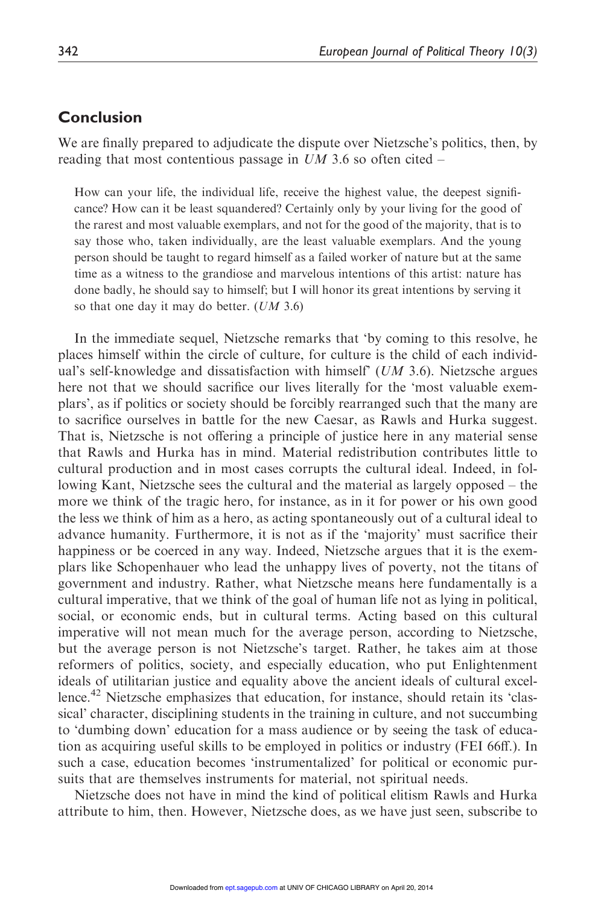## Conclusion

We are finally prepared to adjudicate the dispute over Nietzsche's politics, then, by reading that most contentious passage in *UM* 3.6 so often cited –

> How can your life, the individual life, receive the highest value, the deepest significance? How can it be least squandered? Certainly only by your living for the good of the rarest and most valuable exemplars, and not for the good of the majority, that is to say those who, taken individually, are the least valuable exemplars. And the young person should be taught to regard himself as a failed worker of nature but at the same time as a witness to the grandiose and marvelous intentions of this artist: nature has done badly, he should say to himself; but I will honor its great intentions by serving it so that one day it may do better. (*UM* 3.6)

In the immediate sequel, Nietzsche remarks that 'by coming to this resolve, he places himself within the circle of culture, for culture is the child of each individual's self-knowledge and dissatisfaction with himself' (*UM* 3.6). Nietzsche argues here not that we should sacrifice our lives literally for the 'most valuable exemplars', as if politics or society should be forcibly rearranged such that the many are to sacrifice ourselves in battle for the new Caesar, as Rawls and Hurka suggest. That is, Nietzsche is not offering a principle of justice here in any material sense that Rawls and Hurka has in mind. Material redistribution contributes little to cultural production and in most cases corrupts the cultural ideal. Indeed, in following Kant, Nietzsche sees the cultural and the material as largely opposed – the more we think of the tragic hero, for instance, as in it for power or his own good the less we think of him as a hero, as acting spontaneously out of a cultural ideal to advance humanity. Furthermore, it is not as if the 'majority' must sacrifice their happiness or be coerced in any way. Indeed, Nietzsche argues that it is the exemplars like Schopenhauer who lead the unhappy lives of poverty, not the titans of government and industry. Rather, what Nietzsche means here fundamentally is a cultural imperative, that we think of the goal of human life not as lying in political, social, or economic ends, but in cultural terms. Acting based on this cultural imperative will not mean much for the average person, according to Nietzsche, but the average person is not Nietzsche's target. Rather, he takes aim at those reformers of politics, society, and especially education, who put Enlightenment ideals of utilitarian justice and equality above the ancient ideals of cultural excellence.[42] Nietzsche emphasizes that education, for instance, should retain its 'classical' character, disciplining students in the training in culture, and not succumbing to 'dumbing down' education for a mass audience or by seeing the task of education as acquiring useful skills to be employed in politics or industry (FEI 66ff.). In such a case, education becomes 'instrumentalized' for political or economic pursuits that are themselves instruments for material, not spiritual needs.

Nietzsche does not have in mind the kind of political elitism Rawls and Hurka attribute to him, then. However, Nietzsche does, as we have just seen, subscribe to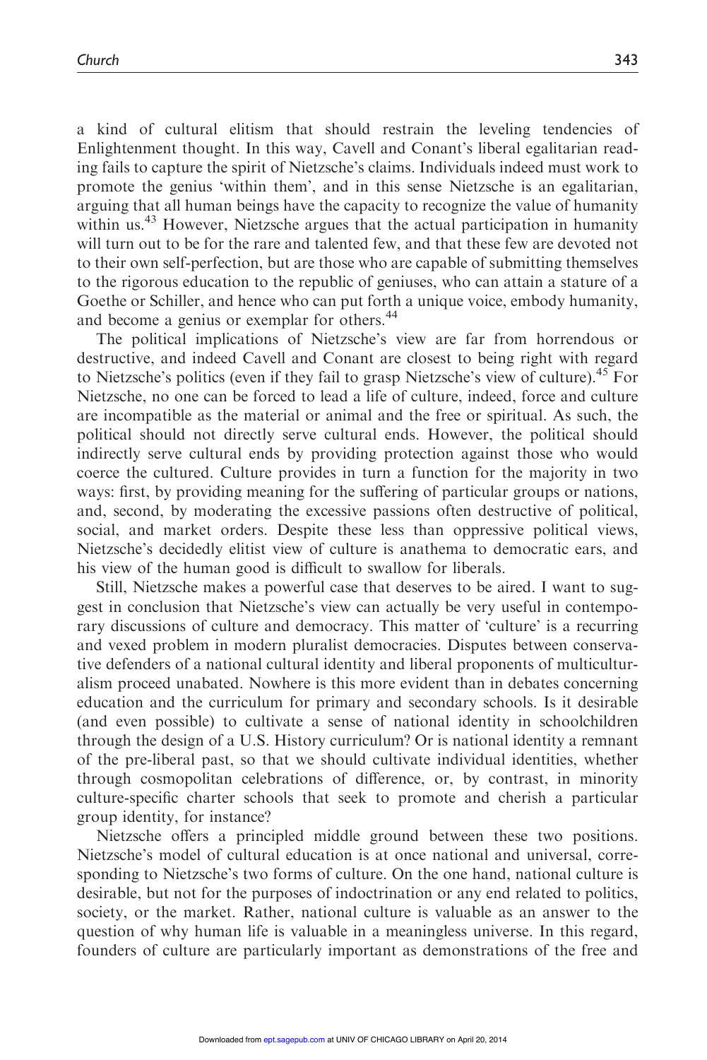a kind of cultural elitism that should restrain the leveling tendencies of Enlightenment thought. In this way, Cavell and Conant's liberal egalitarian reading fails to capture the spirit of Nietzsche's claims. Individuals indeed must work to promote the genius 'within them', and in this sense Nietzsche is an egalitarian, arguing that all human beings have the capacity to recognize the value of humanity within us.[43] However, Nietzsche argues that the actual participation in humanity will turn out to be for the rare and talented few, and that these few are devoted not to their own self-perfection, but are those who are capable of submitting themselves to the rigorous education to the republic of geniuses, who can attain a stature of a Goethe or Schiller, and hence who can put forth a unique voice, embody humanity, and become a genius or exemplar for others.[44]

The political implications of Nietzsche's view are far from horrendous or destructive, and indeed Cavell and Conant are closest to being right with regard to Nietzsche's politics (even if they fail to grasp Nietzsche's view of culture).[45] For Nietzsche, no one can be forced to lead a life of culture, indeed, force and culture are incompatible as the material or animal and the free or spiritual. As such, the political should not directly serve cultural ends. However, the political should indirectly serve cultural ends by providing protection against those who would coerce the cultured. Culture provides in turn a function for the majority in two ways: first, by providing meaning for the suffering of particular groups or nations, and, second, by moderating the excessive passions often destructive of political, social, and market orders. Despite these less than oppressive political views, Nietzsche's decidedly elitist view of culture is anathema to democratic ears, and his view of the human good is difficult to swallow for liberals.

Still, Nietzsche makes a powerful case that deserves to be aired. I want to suggest in conclusion that Nietzsche's view can actually be very useful in contemporary discussions of culture and democracy. This matter of 'culture' is a recurring and vexed problem in modern pluralist democracies. Disputes between conservative defenders of a national cultural identity and liberal proponents of multiculturalism proceed unabated. Nowhere is this more evident than in debates concerning education and the curriculum for primary and secondary schools. Is it desirable (and even possible) to cultivate a sense of national identity in schoolchildren through the design of a U.S. History curriculum? Or is national identity a remnant of the pre-liberal past, so that we should cultivate individual identities, whether through cosmopolitan celebrations of difference, or, by contrast, in minority culture-specific charter schools that seek to promote and cherish a particular group identity, for instance?

Nietzsche offers a principled middle ground between these two positions. Nietzsche's model of cultural education is at once national and universal, corresponding to Nietzsche's two forms of culture. On the one hand, national culture is desirable, but not for the purposes of indoctrination or any end related to politics, society, or the market. Rather, national culture is valuable as an answer to the question of why human life is valuable in a meaningless universe. In this regard, founders of culture are particularly important as demonstrations of the free and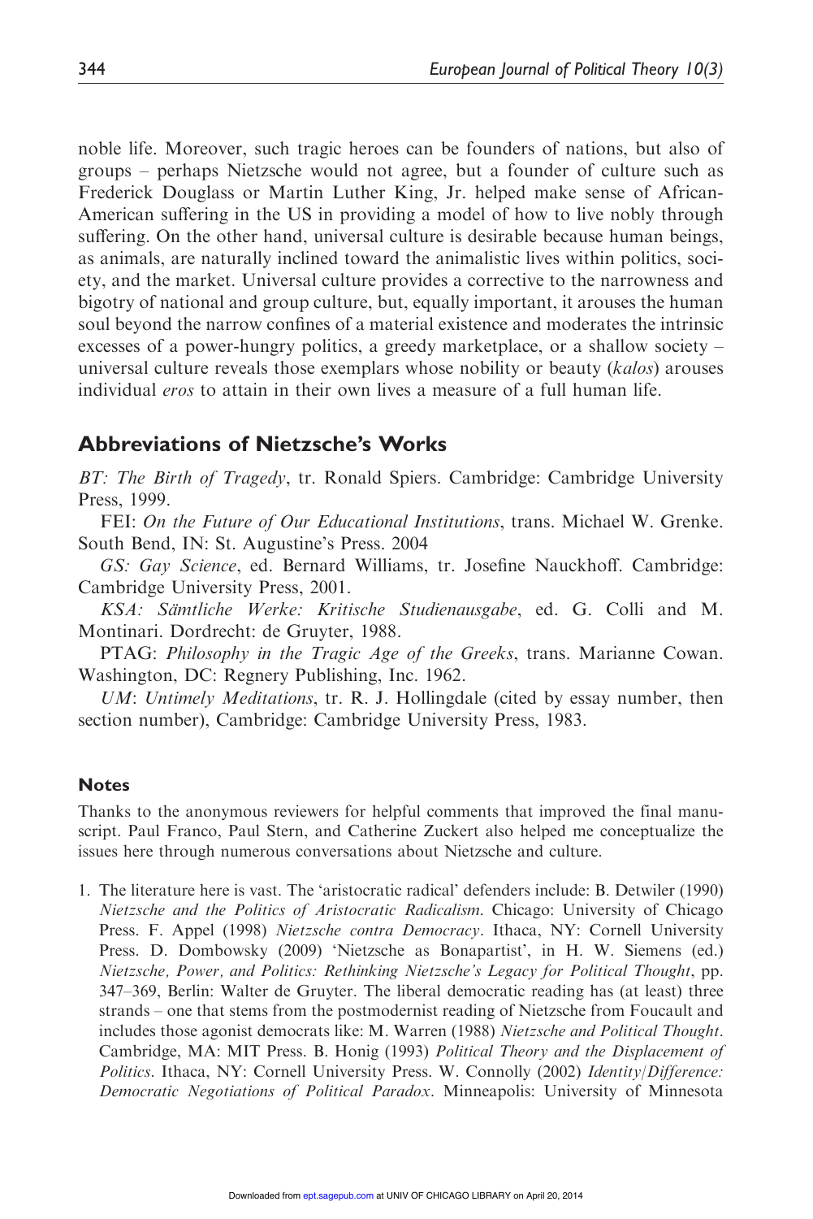noble life. Moreover, such tragic heroes can be founders of nations, but also of groups – perhaps Nietzsche would not agree, but a founder of culture such as Frederick Douglass or Martin Luther King, Jr. helped make sense of African-American suffering in the US in providing a model of how to live nobly through suffering. On the other hand, universal culture is desirable because human beings, as animals, are naturally inclined toward the animalistic lives within politics, society, and the market. Universal culture provides a corrective to the narrowness and bigotry of national and group culture, but, equally important, it arouses the human soul beyond the narrow confines of a material existence and moderates the intrinsic excesses of a power-hungry politics, a greedy marketplace, or a shallow society – universal culture reveals those exemplars whose nobility or beauty (*kalos*) arouses individual *eros* to attain in their own lives a measure of a full human life.

## Abbreviations of Nietzsche's Works

*BT*: *The Birth of Tragedy*, tr. Ronald Spiers. Cambridge: Cambridge University Press, 1999.

FEI: *On the Future of Our Educational Institutions*, trans. Michael W. Grenke. South Bend, IN: St. Augustine's Press. 2004

*GS*: *Gay Science*, ed. Bernard Williams, tr. Josefine Nauckhoff. Cambridge: Cambridge University Press, 2001.

*KSA*: *Sämtliche Werke: Kritische Studienausgabe*, ed. G. Colli and M. Montinari. Dordrecht: de Gruyter, 1988.

PTAG: *Philosophy in the Tragic Age of the Greeks*, trans. Marianne Cowan. Washington, DC: Regnery Publishing, Inc. 1962.

*UM*: *Untimely Meditations*, tr. R. J. Hollingdale (cited by essay number, then section number), Cambridge: Cambridge University Press, 1983.

### Notes

Thanks to the anonymous reviewers for helpful comments that improved the final manuscript. Paul Franco, Paul Stern, and Catherine Zuckert also helped me conceptualize the issues here through numerous conversations about Nietzsche and culture.

1. The literature here is vast. The 'aristocratic radical' defenders include: B. Detwiler (1990) *Nietzsche and the Politics of Aristocratic Radicalism*. Chicago: University of Chicago Press. F. Appel (1998) *Nietzsche contra Democracy*. Ithaca, NY: Cornell University Press. D. Dombowsky (2009) 'Nietzsche as Bonapartist', in H. W. Siemens (ed.) *Nietzsche, Power, and Politics: Rethinking Nietzsche's Legacy for Political Thought*, pp. 347–369, Berlin: Walter de Gruyter. The liberal democratic reading has (at least) three strands – one that stems from the postmodernist reading of Nietzsche from Foucault and includes those agonist democrats like: M. Warren (1988) *Nietzsche and Political Thought*. Cambridge, MA: MIT Press. B. Honig (1993) *Political Theory and the Displacement of Politics*. Ithaca, NY: Cornell University Press. W. Connolly (2002) *Identity/Difference: Democratic Negotiations of Political Paradox*. Minneapolis: University of Minnesota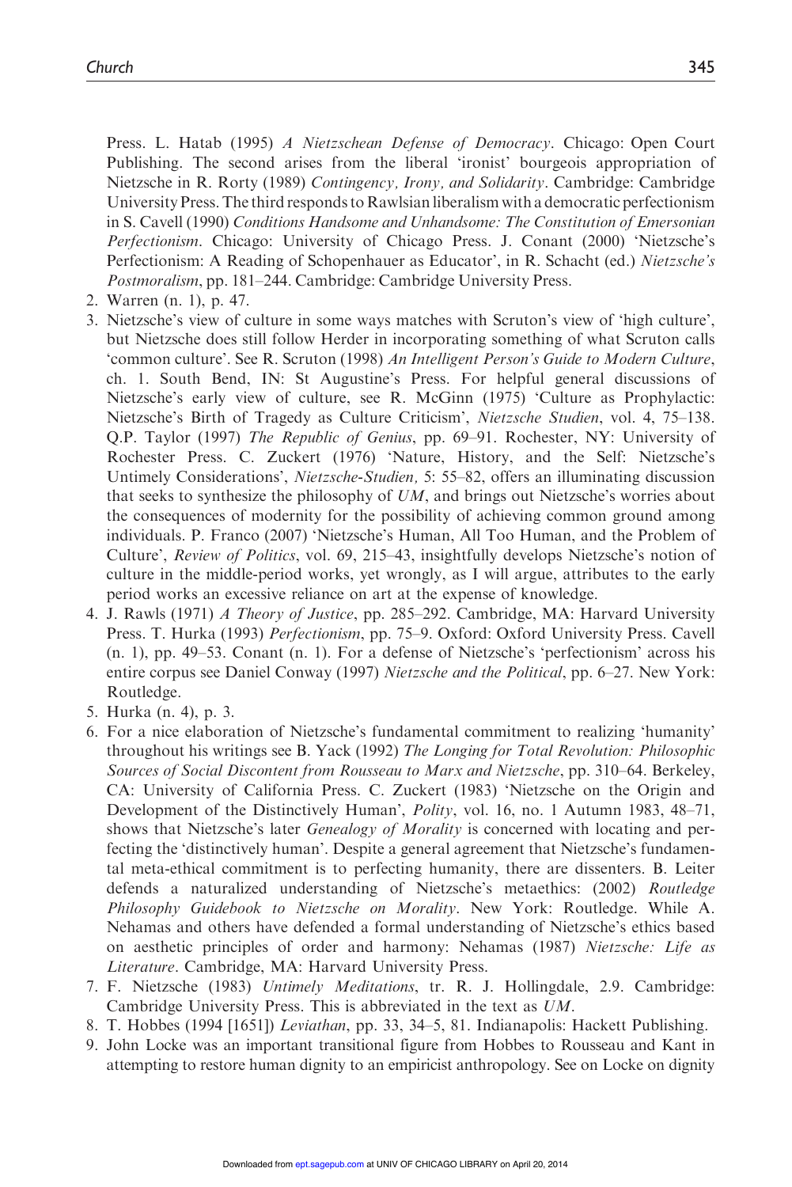Press. L. Hatab (1995) *A Nietzschean Defense of Democracy*. Chicago: Open Court Publishing. The second arises from the liberal 'ironist' bourgeois appropriation of Nietzsche in R. Rorty (1989) *Contingency, Irony, and Solidarity*. Cambridge: Cambridge University Press. The third responds to Rawlsian liberalism with a democratic perfectionism in S. Cavell (1990) *Conditions Handsome and Unhandsome: The Constitution of Emersonian Perfectionism*. Chicago: University of Chicago Press. J. Conant (2000) 'Nietzsche's Perfectionism: A Reading of Schopenhauer as Educator', in R. Schacht (ed.) *Nietzsche's Postmoralism*, pp. 181–244. Cambridge: Cambridge University Press.

2. Warren (n. 1), p. 47.
3. Nietzsche's view of culture in some ways matches with Scruton's view of 'high culture', but Nietzsche does still follow Herder in incorporating something of what Scruton calls 'common culture'. See R. Scruton (1998) *An Intelligent Person's Guide to Modern Culture*, ch. 1. South Bend, IN: St Augustine's Press. For helpful general discussions of Nietzsche's early view of culture, see R. McGinn (1975) 'Culture as Prophylactic: Nietzsche's Birth of Tragedy as Culture Criticism', *Nietzsche Studien*, vol. 4, 75–138. Q.P. Taylor (1997) *The Republic of Genius*, pp. 69–91. Rochester, NY: University of Rochester Press. C. Zuckert (1976) 'Nature, History, and the Self: Nietzsche's Untimely Considerations', *Nietzsche-Studien,* 5: 55–82, offers an illuminating discussion that seeks to synthesize the philosophy of *UM*, and brings out Nietzsche's worries about the consequences of modernity for the possibility of achieving common ground among individuals. P. Franco (2007) 'Nietzsche's Human, All Too Human, and the Problem of Culture', *Review of Politics*, vol. 69, 215–43, insightfully develops Nietzsche's notion of culture in the middle-period works, yet wrongly, as I will argue, attributes to the early period works an excessive reliance on art at the expense of knowledge.
4. J. Rawls (1971) *A Theory of Justice*, pp. 285–292. Cambridge, MA: Harvard University Press. T. Hurka (1993) *Perfectionism*, pp. 75–9. Oxford: Oxford University Press. Cavell (n. 1), pp. 49–53. Conant (n. 1). For a defense of Nietzsche's 'perfectionism' across his entire corpus see Daniel Conway (1997) *Nietzsche and the Political*, pp. 6–27. New York: Routledge.
5. Hurka (n. 4), p. 3.
6. For a nice elaboration of Nietzsche's fundamental commitment to realizing 'humanity' throughout his writings see B. Yack (1992) *The Longing for Total Revolution: Philosophic Sources of Social Discontent from Rousseau to Marx and Nietzsche*, pp. 310–64. Berkeley, CA: University of California Press. C. Zuckert (1983) 'Nietzsche on the Origin and Development of the Distinctively Human', *Polity*, vol. 16, no. 1 Autumn 1983, 48–71, shows that Nietzsche's later *Genealogy of Morality* is concerned with locating and perfecting the 'distinctively human'. Despite a general agreement that Nietzsche's fundamental meta-ethical commitment is to perfecting humanity, there are dissenters. B. Leiter defends a naturalized understanding of Nietzsche's metaethics: (2002) *Routledge Philosophy Guidebook to Nietzsche on Morality*. New York: Routledge. While A. Nehamas and others have defended a formal understanding of Nietzsche's ethics based on aesthetic principles of order and harmony: Nehamas (1987) *Nietzsche: Life as Literature*. Cambridge, MA: Harvard University Press.
7. F. Nietzsche (1983) *Untimely Meditations*, tr. R. J. Hollingdale, 2.9. Cambridge: Cambridge University Press. This is abbreviated in the text as *UM*.
8. T. Hobbes (1994 [1651]) *Leviathan*, pp. 33, 34–5, 81. Indianapolis: Hackett Publishing.
9. John Locke was an important transitional figure from Hobbes to Rousseau and Kant in attempting to restore human dignity to an empiricist anthropology. See on Locke on dignity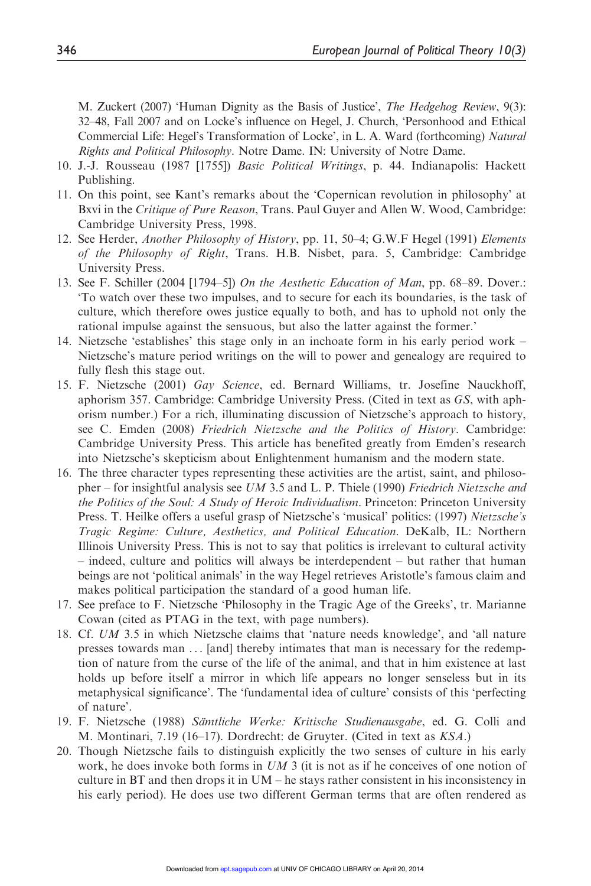M. Zuckert (2007) 'Human Dignity as the Basis of Justice', *The Hedgehog Review*, 9(3): 32–48, Fall 2007 and on Locke's influence on Hegel, J. Church, 'Personhood and Ethical Commercial Life: Hegel's Transformation of Locke', in L. A. Ward (forthcoming) *Natural Rights and Political Philosophy*. Notre Dame. IN: University of Notre Dame.

10. J.-J. Rousseau (1987 [1755]) *Basic Political Writings*, p. 44. Indianapolis: Hackett Publishing.
11. On this point, see Kant's remarks about the 'Copernican revolution in philosophy' at Bxvi in the *Critique of Pure Reason*, Trans. Paul Guyer and Allen W. Wood, Cambridge: Cambridge University Press, 1998.
12. See Herder, *Another Philosophy of History*, pp. 11, 50–4; G.W.F Hegel (1991) *Elements of the Philosophy of Right*, Trans. H.B. Nisbet, para. 5, Cambridge: Cambridge University Press.
13. See F. Schiller (2004 [1794–5]) *On the Aesthetic Education of Man*, pp. 68–89. Dover.: 'To watch over these two impulses, and to secure for each its boundaries, is the task of culture, which therefore owes justice equally to both, and has to uphold not only the rational impulse against the sensuous, but also the latter against the former.'
14. Nietzsche 'establishes' this stage only in an inchoate form in his early period work – Nietzsche's mature period writings on the will to power and genealogy are required to fully flesh this stage out.
15. F. Nietzsche (2001) *Gay Science*, ed. Bernard Williams, tr. Josefine Nauckhoff, aphorism 357. Cambridge: Cambridge University Press. (Cited in text as *GS*, with aphorism number.) For a rich, illuminating discussion of Nietzsche's approach to history, see C. Emden (2008) *Friedrich Nietzsche and the Politics of History*. Cambridge: Cambridge University Press. This article has benefited greatly from Emden's research into Nietzsche's skepticism about Enlightenment humanism and the modern state.
16. The three character types representing these activities are the artist, saint, and philosopher – for insightful analysis see *UM* 3.5 and L. P. Thiele (1990) *Friedrich Nietzsche and the Politics of the Soul: A Study of Heroic Individualism*. Princeton: Princeton University Press. T. Heilke offers a useful grasp of Nietzsche's 'musical' politics: (1997) *Nietzsche's Tragic Regime: Culture, Aesthetics, and Political Education*. DeKalb, IL: Northern Illinois University Press. This is not to say that politics is irrelevant to cultural activity – indeed, culture and politics will always be interdependent – but rather that human beings are not 'political animals' in the way Hegel retrieves Aristotle's famous claim and makes political participation the standard of a good human life.
17. See preface to F. Nietzsche 'Philosophy in the Tragic Age of the Greeks', tr. Marianne Cowan (cited as PTAG in the text, with page numbers).
18. Cf. *UM* 3.5 in which Nietzsche claims that 'nature needs knowledge', and 'all nature presses towards man ... [and] thereby intimates that man is necessary for the redemption of nature from the curse of the life of the animal, and that in him existence at last holds up before itself a mirror in which life appears no longer senseless but in its metaphysical significance'. The 'fundamental idea of culture' consists of this 'perfecting of nature'.
19. F. Nietzsche (1988) *Sämtliche Werke: Kritische Studienausgabe*, ed. G. Colli and M. Montinari, 7.19 (16–17). Dordrecht: de Gruyter. (Cited in text as *KSA*.)
20. Though Nietzsche fails to distinguish explicitly the two senses of culture in his early work, he does invoke both forms in *UM* 3 (it is not as if he conceives of one notion of culture in BT and then drops it in UM – he stays rather consistent in his inconsistency in his early period). He does use two different German terms that are often rendered as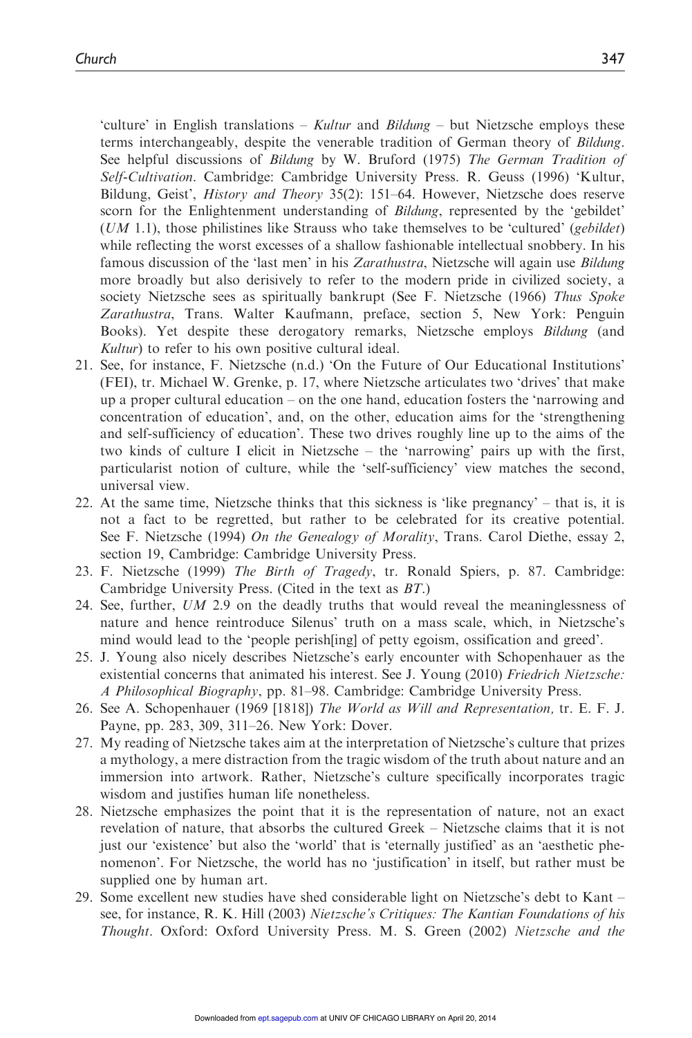'culture' in English translations – *Kultur* and *Bildung* – but Nietzsche employs these terms interchangeably, despite the venerable tradition of German theory of *Bildung*. See helpful discussions of *Bildung* by W. Bruford (1975) *The German Tradition of Self-Cultivation*. Cambridge: Cambridge University Press. R. Geuss (1996) 'Kultur, Bildung, Geist', *History and Theory* 35(2): 151–64. However, Nietzsche does reserve scorn for the Enlightenment understanding of *Bildung*, represented by the 'gebildet' (*UM* 1.1), those philistines like Strauss who take themselves to be 'cultured' (*gebildet*) while reflecting the worst excesses of a shallow fashionable intellectual snobbery. In his famous discussion of the 'last men' in his *Zarathustra*, Nietzsche will again use *Bildung* more broadly but also derisively to refer to the modern pride in civilized society, a society Nietzsche sees as spiritually bankrupt (See F. Nietzsche (1966) *Thus Spoke Zarathustra*, Trans. Walter Kaufmann, preface, section 5, New York: Penguin Books). Yet despite these derogatory remarks, Nietzsche employs *Bildung* (and *Kultur*) to refer to his own positive cultural ideal.

21. See, for instance, F. Nietzsche (n.d.) 'On the Future of Our Educational Institutions' (FEI), tr. Michael W. Grenke, p. 17, where Nietzsche articulates two 'drives' that make up a proper cultural education – on the one hand, education fosters the 'narrowing and concentration of education', and, on the other, education aims for the 'strengthening and self-sufficiency of education'. These two drives roughly line up to the aims of the two kinds of culture I elicit in Nietzsche – the 'narrowing' pairs up with the first, particularist notion of culture, while the 'self-sufficiency' view matches the second, universal view.
22. At the same time, Nietzsche thinks that this sickness is 'like pregnancy' – that is, it is not a fact to be regretted, but rather to be celebrated for its creative potential. See F. Nietzsche (1994) *On the Genealogy of Morality*, Trans. Carol Diethe, essay 2, section 19, Cambridge: Cambridge University Press.
23. F. Nietzsche (1999) *The Birth of Tragedy*, tr. Ronald Spiers, p. 87. Cambridge: Cambridge University Press. (Cited in the text as *BT*.)
24. See, further, *UM* 2.9 on the deadly truths that would reveal the meaninglessness of nature and hence reintroduce Silenus' truth on a mass scale, which, in Nietzsche's mind would lead to the 'people perish[ing] of petty egoism, ossification and greed'.
25. J. Young also nicely describes Nietzsche's early encounter with Schopenhauer as the existential concerns that animated his interest. See J. Young (2010) *Friedrich Nietzsche: A Philosophical Biography*, pp. 81–98. Cambridge: Cambridge University Press.
26. See A. Schopenhauer (1969 [1818]) *The World as Will and Representation,* tr. E. F. J. Payne, pp. 283, 309, 311–26. New York: Dover.
27. My reading of Nietzsche takes aim at the interpretation of Nietzsche's culture that prizes a mythology, a mere distraction from the tragic wisdom of the truth about nature and an immersion into artwork. Rather, Nietzsche's culture specifically incorporates tragic wisdom and justifies human life nonetheless.
28. Nietzsche emphasizes the point that it is the representation of nature, not an exact revelation of nature, that absorbs the cultured Greek – Nietzsche claims that it is not just our 'existence' but also the 'world' that is 'eternally justified' as an 'aesthetic phenomenon'. For Nietzsche, the world has no 'justification' in itself, but rather must be supplied one by human art.
29. Some excellent new studies have shed considerable light on Nietzsche's debt to Kant – see, for instance, R. K. Hill (2003) *Nietzsche's Critiques: The Kantian Foundations of his Thought*. Oxford: Oxford University Press. M. S. Green (2002) *Nietzsche and the*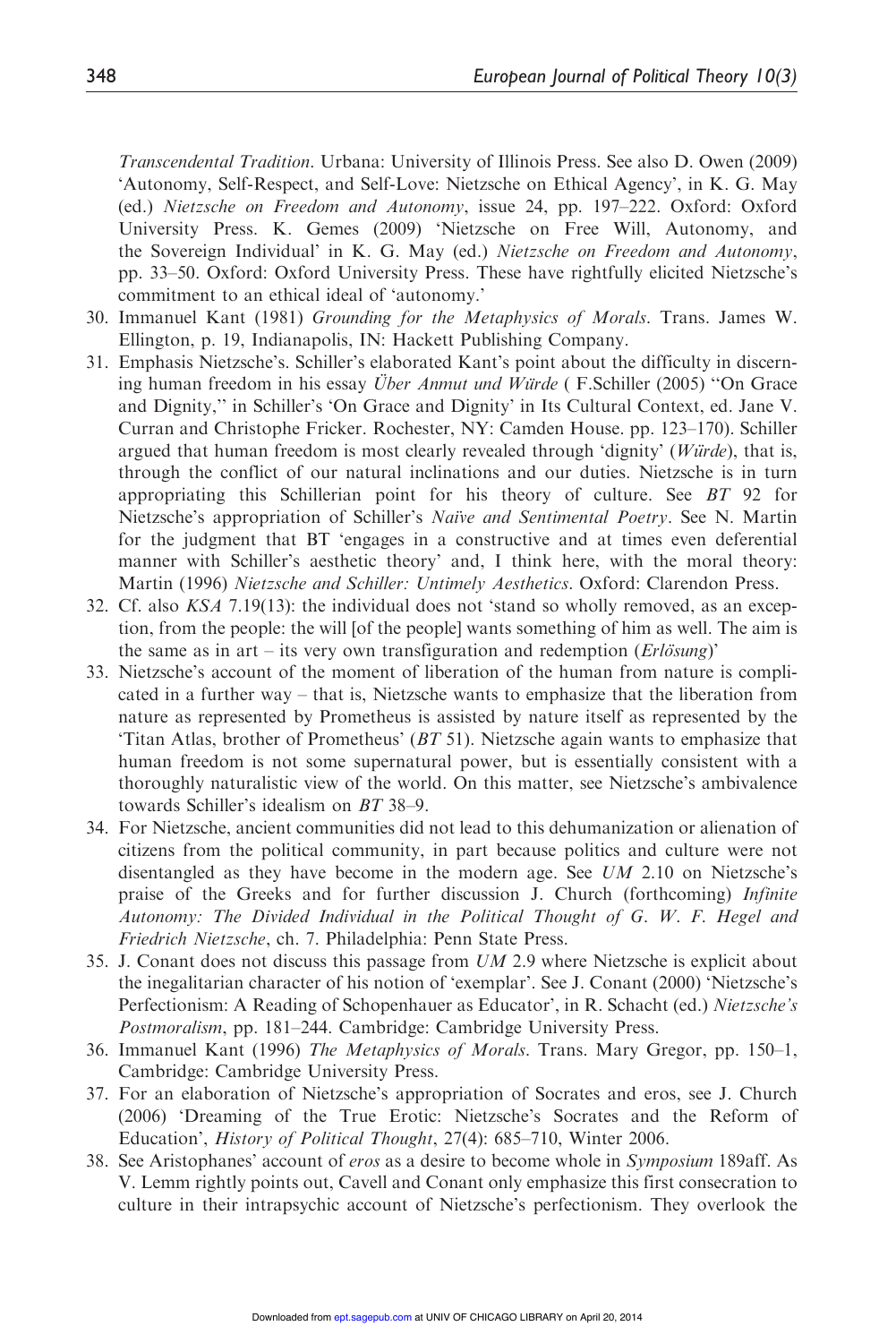*Transcendental Tradition*. Urbana: University of Illinois Press. See also D. Owen (2009) 'Autonomy, Self-Respect, and Self-Love: Nietzsche on Ethical Agency', in K. G. May (ed.) *Nietzsche on Freedom and Autonomy*, issue 24, pp. 197–222. Oxford: Oxford University Press. K. Gemes (2009) 'Nietzsche on Free Will, Autonomy, and the Sovereign Individual' in K. G. May (ed.) *Nietzsche on Freedom and Autonomy*, pp. 33–50. Oxford: Oxford University Press. These have rightfully elicited Nietzsche's commitment to an ethical ideal of 'autonomy.'

30. Immanuel Kant (1981) *Grounding for the Metaphysics of Morals*. Trans. James W. Ellington, p. 19, Indianapolis, IN: Hackett Publishing Company.
31. Emphasis Nietzsche's. Schiller's elaborated Kant's point about the difficulty in discerning human freedom in his essay *Über Anmut und Würde* ( F.Schiller (2005) ''On Grace and Dignity,'' in Schiller's 'On Grace and Dignity' in Its Cultural Context, ed. Jane V. Curran and Christophe Fricker. Rochester, NY: Camden House. pp. 123–170). Schiller argued that human freedom is most clearly revealed through 'dignity' (*Würde*), that is, through the conflict of our natural inclinations and our duties. Nietzsche is in turn appropriating this Schillerian point for his theory of culture. See *BT* 92 for Nietzsche's appropriation of Schiller's *Naïve and Sentimental Poetry*. See N. Martin for the judgment that BT 'engages in a constructive and at times even deferential manner with Schiller's aesthetic theory' and, I think here, with the moral theory: Martin (1996) *Nietzsche and Schiller: Untimely Aesthetics*. Oxford: Clarendon Press.
32. Cf. also *KSA* 7.19(13): the individual does not 'stand so wholly removed, as an exception, from the people: the will [of the people] wants something of him as well. The aim is the same as in art – its very own transfiguration and redemption (*Erlösung*)'
33. Nietzsche's account of the moment of liberation of the human from nature is complicated in a further way – that is, Nietzsche wants to emphasize that the liberation from nature as represented by Prometheus is assisted by nature itself as represented by the 'Titan Atlas, brother of Prometheus' (*BT* 51). Nietzsche again wants to emphasize that human freedom is not some supernatural power, but is essentially consistent with a thoroughly naturalistic view of the world. On this matter, see Nietzsche's ambivalence towards Schiller's idealism on *BT* 38–9.
34. For Nietzsche, ancient communities did not lead to this dehumanization or alienation of citizens from the political community, in part because politics and culture were not disentangled as they have become in the modern age. See *UM* 2.10 on Nietzsche's praise of the Greeks and for further discussion J. Church (forthcoming) *Infinite Autonomy: The Divided Individual in the Political Thought of G. W. F. Hegel and Friedrich Nietzsche*, ch. 7. Philadelphia: Penn State Press.
35. J. Conant does not discuss this passage from *UM* 2.9 where Nietzsche is explicit about the inegalitarian character of his notion of 'exemplar'. See J. Conant (2000) 'Nietzsche's Perfectionism: A Reading of Schopenhauer as Educator', in R. Schacht (ed.) *Nietzsche's Postmoralism*, pp. 181–244. Cambridge: Cambridge University Press.
36. Immanuel Kant (1996) *The Metaphysics of Morals*. Trans. Mary Gregor, pp. 150–1, Cambridge: Cambridge University Press.
37. For an elaboration of Nietzsche's appropriation of Socrates and eros, see J. Church (2006) 'Dreaming of the True Erotic: Nietzsche's Socrates and the Reform of Education', *History of Political Thought*, 27(4): 685–710, Winter 2006.
38. See Aristophanes' account of *eros* as a desire to become whole in *Symposium* 189aff. As V. Lemm rightly points out, Cavell and Conant only emphasize this first consecration to culture in their intrapsychic account of Nietzsche's perfectionism. They overlook the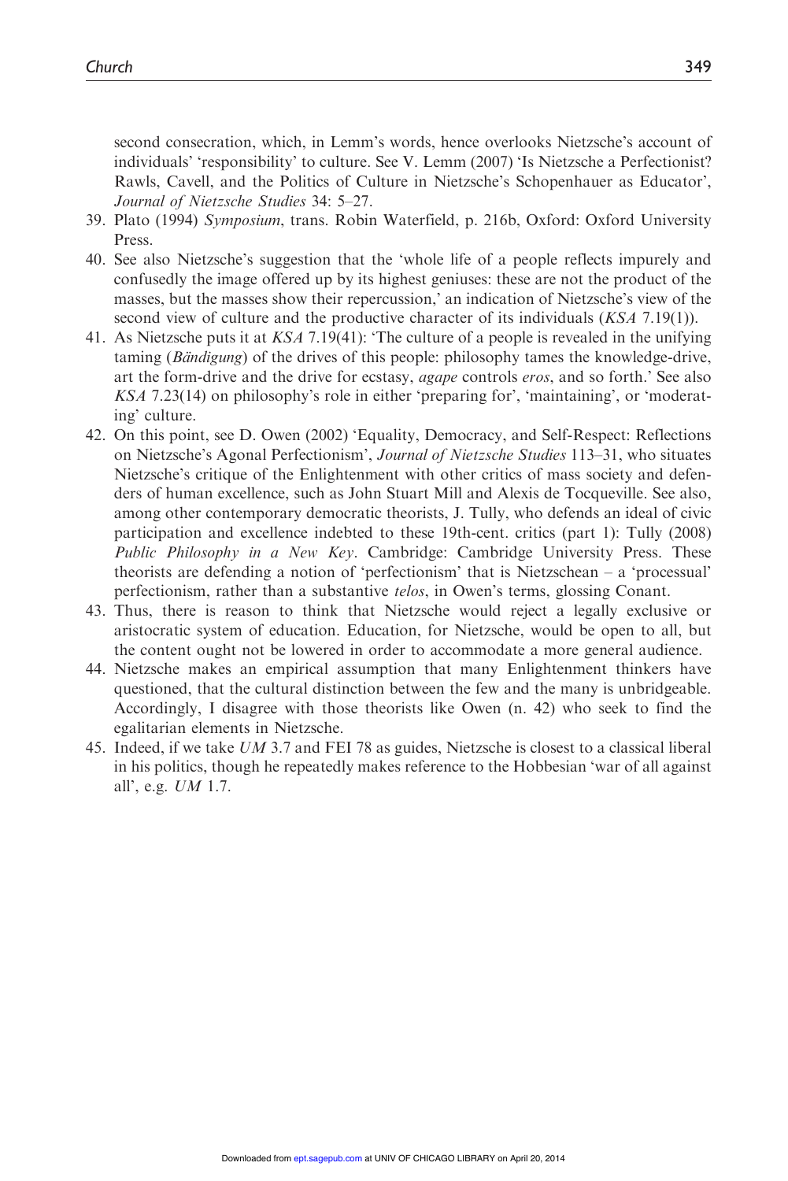second consecration, which, in Lemm's words, hence overlooks Nietzsche's account of individuals' 'responsibility' to culture. See V. Lemm (2007) 'Is Nietzsche a Perfectionist? Rawls, Cavell, and the Politics of Culture in Nietzsche's Schopenhauer as Educator', *Journal of Nietzsche Studies* 34: 5–27.

39. Plato (1994) *Symposium*, trans. Robin Waterfield, p. 216b, Oxford: Oxford University Press.
40. See also Nietzsche's suggestion that the 'whole life of a people reflects impurely and confusedly the image offered up by its highest geniuses: these are not the product of the masses, but the masses show their repercussion,' an indication of Nietzsche's view of the second view of culture and the productive character of its individuals (*KSA* 7.19(1)).
41. As Nietzsche puts it at *KSA* 7.19(41): 'The culture of a people is revealed in the unifying taming (*Bändigung*) of the drives of this people: philosophy tames the knowledge-drive, art the form-drive and the drive for ecstasy, *agape* controls *eros*, and so forth.' See also *KSA* 7.23(14) on philosophy's role in either 'preparing for', 'maintaining', or 'moderating' culture.
42. On this point, see D. Owen (2002) 'Equality, Democracy, and Self-Respect: Reflections on Nietzsche's Agonal Perfectionism', *Journal of Nietzsche Studies* 113–31, who situates Nietzsche's critique of the Enlightenment with other critics of mass society and defenders of human excellence, such as John Stuart Mill and Alexis de Tocqueville. See also, among other contemporary democratic theorists, J. Tully, who defends an ideal of civic participation and excellence indebted to these 19th-cent. critics (part 1): Tully (2008) *Public Philosophy in a New Key*. Cambridge: Cambridge University Press. These theorists are defending a notion of 'perfectionism' that is Nietzschean – a 'processual' perfectionism, rather than a substantive *telos*, in Owen's terms, glossing Conant.
43. Thus, there is reason to think that Nietzsche would reject a legally exclusive or aristocratic system of education. Education, for Nietzsche, would be open to all, but the content ought not be lowered in order to accommodate a more general audience.
44. Nietzsche makes an empirical assumption that many Enlightenment thinkers have questioned, that the cultural distinction between the few and the many is unbridgeable. Accordingly, I disagree with those theorists like Owen (n. 42) who seek to find the egalitarian elements in Nietzsche.
45. Indeed, if we take *UM* 3.7 and FEI 78 as guides, Nietzsche is closest to a classical liberal in his politics, though he repeatedly makes reference to the Hobbesian 'war of all against all', e.g. *UM* 1.7.